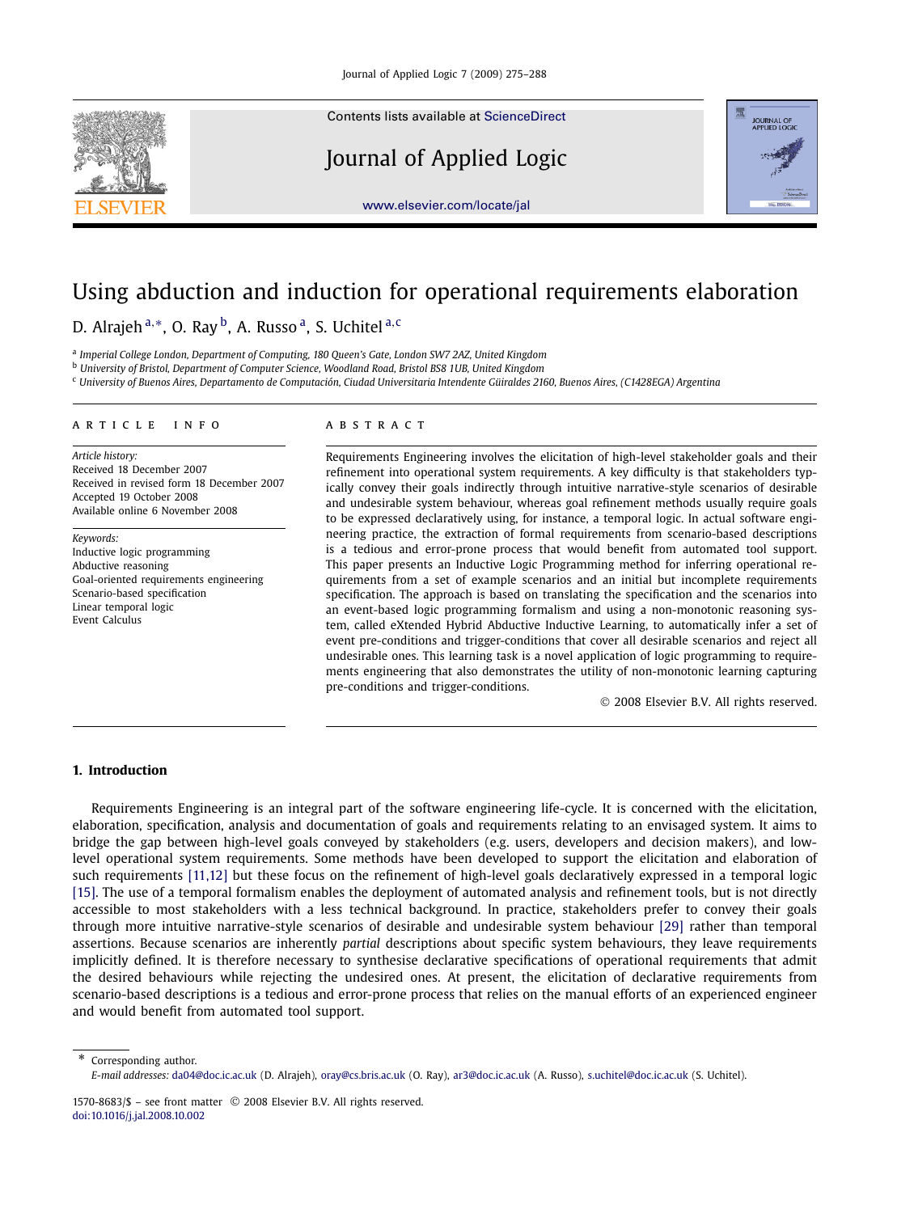# Using abduction and induction for operational requirements elaboration

D. Alrajeh [a,*], O. Ray [b], A. Russo [a], S. Uchitel [a,c]

[a] Imperial College London, Department of Computing, 180 Queen's Gate, London SW7 2AZ, United Kingdom

[b] University of Bristol, Department of Computer Science, Woodland Road, Bristol BS8 1UB, United Kingdom

[c] University of Buenos Aires, Departamento de Computación, Ciudad Universitaria Intendente Güiraldes 2160, Buenos Aires, (C1428EGA) Argentina

**ARTICLE INFO**

*Article history:*
Received 18 December 2007
Received in revised form 18 December 2007
Accepted 19 October 2008
Available online 6 November 2008

*Keywords:*
Inductive logic programming
Abductive reasoning
Goal-oriented requirements engineering
Scenario-based specification
Linear temporal logic
Event Calculus

**ABSTRACT**

Requirements Engineering involves the elicitation of high-level stakeholder goals and their refinement into operational system requirements. A key difficulty is that stakeholders typically convey their goals indirectly through intuitive narrative-style scenarios of desirable and undesirable system behaviour, whereas goal refinement methods usually require goals to be expressed declaratively using, for instance, a temporal logic. In actual software engineering practice, the extraction of formal requirements from scenario-based descriptions is a tedious and error-prone process that would benefit from automated tool support. This paper presents an Inductive Logic Programming method for inferring operational requirements from a set of example scenarios and an initial but incomplete requirements specification. The approach is based on translating the specification and the scenarios into an event-based logic programming formalism and using a non-monotonic reasoning system, called eXtended Hybrid Abductive Inductive Learning, to automatically infer a set of event pre-conditions and trigger-conditions that cover all desirable scenarios and reject all undesirable ones. This learning task is a novel application of logic programming to requirements engineering that also demonstrates the utility of non-monotonic learning capturing pre-conditions and trigger-conditions.

© 2008 Elsevier B.V. All rights reserved.

## 1. Introduction

Requirements Engineering is an integral part of the software engineering life-cycle. It is concerned with the elicitation, elaboration, specification, analysis and documentation of goals and requirements relating to an envisaged system. It aims to bridge the gap between high-level goals conveyed by stakeholders (e.g. users, developers and decision makers), and low-level operational system requirements. Some methods have been developed to support the elicitation and elaboration of such requirements [11,12] but these focus on the refinement of high-level goals declaratively expressed in a temporal logic [15]. The use of a temporal formalism enables the deployment of automated analysis and refinement tools, but is not directly accessible to most stakeholders with a less technical background. In practice, stakeholders prefer to convey their goals through more intuitive narrative-style scenarios of desirable and undesirable system behaviour [29] rather than temporal assertions. Because scenarios are inherently *partial* descriptions about specific system behaviours, they leave requirements implicitly defined. It is therefore necessary to synthesise declarative specifications of operational requirements that admit the desired behaviours while rejecting the undesired ones. At present, the elicitation of declarative requirements from scenario-based descriptions is a tedious and error-prone process that relies on the manual efforts of an experienced engineer and would benefit from automated tool support.

\* Corresponding author.
*E-mail addresses:* da04@doc.ic.ac.uk (D. Alrajeh), oray@cs.bris.ac.uk (O. Ray), ar3@doc.ic.ac.uk (A. Russo), s.uchitel@doc.ic.ac.uk (S. Uchitel).

1570-8683/$ – see front matter © 2008 Elsevier B.V. All rights reserved.
doi:10.1016/j.jal.2008.10.002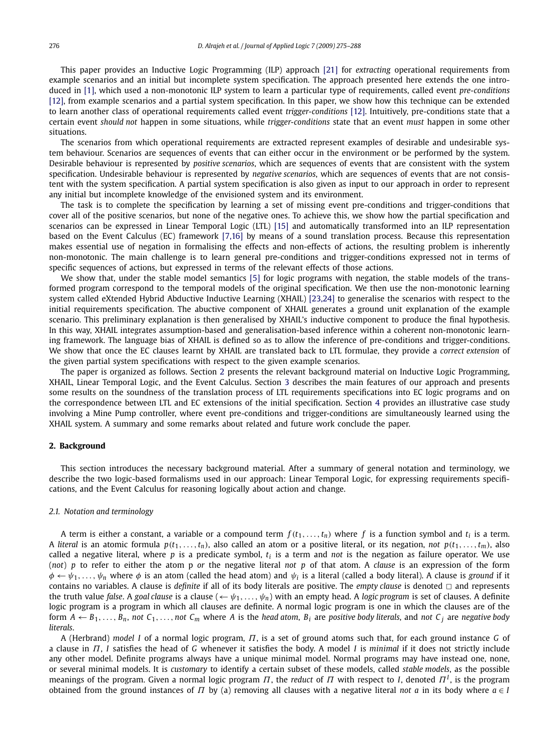This paper provides an Inductive Logic Programming (ILP) approach [21] for *extracting* operational requirements from example scenarios and an initial but incomplete system specification. The approach presented here extends the one introduced in [1], which used a non-monotonic ILP system to learn a particular type of requirements, called event *pre-conditions* [12], from example scenarios and a partial system specification. In this paper, we show how this technique can be extended to learn another class of operational requirements called event *trigger-conditions* [12]. Intuitively, pre-conditions state that a certain event *should not* happen in some situations, while *trigger-conditions* state that an event *must* happen in some other situations.

The scenarios from which operational requirements are extracted represent examples of desirable and undesirable system behaviour. Scenarios are sequences of events that can either occur in the environment or be performed by the system. Desirable behaviour is represented by *positive scenarios*, which are sequences of events that are consistent with the system specification. Undesirable behaviour is represented by *negative scenarios*, which are sequences of events that are not consistent with the system specification. A partial system specification is also given as input to our approach in order to represent any initial but incomplete knowledge of the envisioned system and its environment.

The task is to complete the specification by learning a set of missing event pre-conditions and trigger-conditions that cover all of the positive scenarios, but none of the negative ones. To achieve this, we show how the partial specification and scenarios can be expressed in Linear Temporal Logic (LTL) [15] and automatically transformed into an ILP representation based on the Event Calculus (EC) framework [7,16] by means of a sound translation process. Because this representation makes essential use of negation in formalising the effects and non-effects of actions, the resulting problem is inherently non-monotonic. The main challenge is to learn general pre-conditions and trigger-conditions expressed not in terms of specific sequences of actions, but expressed in terms of the relevant effects of those actions.

We show that, under the stable model semantics [5] for logic programs with negation, the stable models of the transformed program correspond to the temporal models of the original specification. We then use the non-monotonic learning system called eXtended Hybrid Abductive Inductive Learning (XHAIL) [23,24] to generalise the scenarios with respect to the initial requirements specification. The abuctive component of XHAIL generates a ground unit explanation of the example scenario. This preliminary explanation is then generalised by XHAIL's inductive component to produce the final hypothesis. In this way, XHAIL integrates assumption-based and generalisation-based inference within a coherent non-monotonic learning framework. The language bias of XHAIL is defined so as to allow the inference of pre-conditions and trigger-conditions. We show that once the EC clauses learnt by XHAIL are translated back to LTL formulae, they provide a *correct extension* of the given partial system specifications with respect to the given example scenarios.

The paper is organized as follows. Section 2 presents the relevant background material on Inductive Logic Programming, XHAIL, Linear Temporal Logic, and the Event Calculus. Section 3 describes the main features of our approach and presents some results on the soundness of the translation process of LTL requirements specifications into EC logic programs and on the correspondence between LTL and EC extensions of the initial specification. Section 4 provides an illustrative case study involving a Mine Pump controller, where event pre-conditions and trigger-conditions are simultaneously learned using the XHAIL system. A summary and some remarks about related and future work conclude the paper.

## 2. Background

This section introduces the necessary background material. After a summary of general notation and terminology, we describe the two logic-based formalisms used in our approach: Linear Temporal Logic, for expressing requirements specifications, and the Event Calculus for reasoning logically about action and change.

### 2.1. Notation and terminology

A term is either a constant, a variable or a compound term $f(t_1,\ldots,t_n)$ where $f$ is a function symbol and $t_i$ is a term. A *literal* is an atomic formula $p(t_1,\ldots,t_n)$, also called an atom or a positive literal, or its negation, *not* $p(t_1,\ldots,t_m)$, also called a negative literal, where $p$ is a predicate symbol, $t_i$ is a term and *not* is the negation as failure operator. We use (*not*) $p$ to refer to either the atom p *or* the negative literal *not* $p$ of that atom. A *clause* is an expression of the form $\phi \leftarrow \psi_1,\ldots,\psi_n$ where $\phi$ is an atom (called the head atom) and $\psi_i$ is a literal (called a body literal). A clause is *ground* if it contains no variables. A clause is *definite* if all of its body literals are positive. The *empty clause* is denoted $\Box$ and represents the truth value *false*. A *goal clause* is a clause $(\leftarrow \psi_1,\ldots,\psi_n)$ with an empty head. A *logic program* is set of clauses. A definite logic program is a program in which all clauses are definite. A normal logic program is one in which the clauses are of the form $A \leftarrow B_1,\ldots,B_n$, *not* $C_1,\ldots,$ *not* $C_m$ where $A$ is the *head atom*, $B_i$ are *positive body literals*, and *not* $C_j$ are *negative body literals*.

A (Herbrand) *model* $I$ of a normal logic program, $\Pi$, is a set of ground atoms such that, for each ground instance $G$ of a clause in $\Pi$, $I$ satisfies the head of $G$ whenever it satisfies the body. A model $I$ is *minimal* if it does not strictly include any other model. Definite programs always have a unique minimal model. Normal programs may have instead one, none, or several minimal models. It is *customary* to identify a certain subset of these models, called *stable models*, as the possible meanings of the program. Given a normal logic program $\Pi$, the *reduct* of $\Pi$ with respect to $I$, denoted $\Pi^I$, is the program obtained from the ground instances of $\Pi$ by (a) removing all clauses with a negative literal *not* $a$ in its body where $a \in I$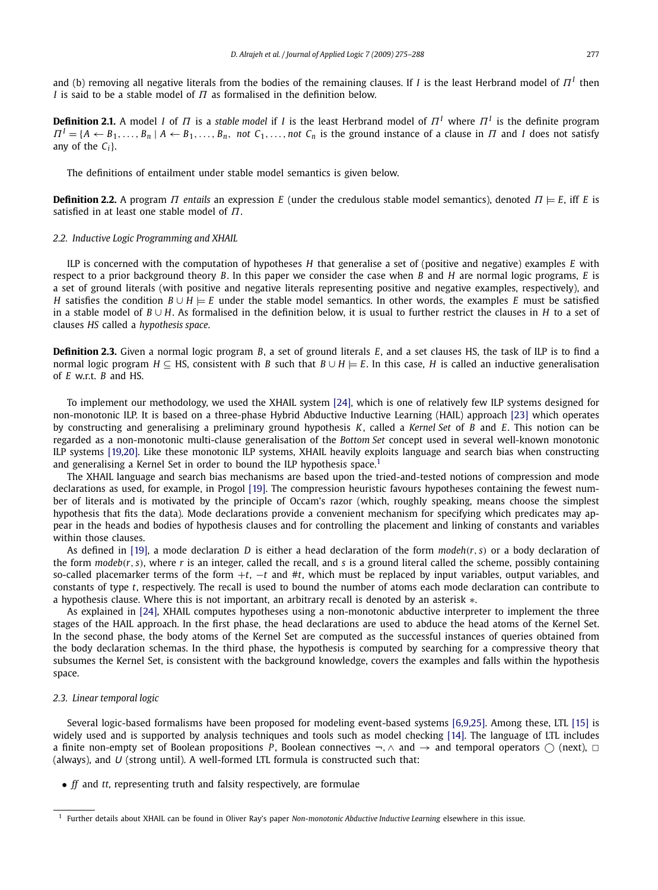and (b) removing all negative literals from the bodies of the remaining clauses. If $I$ is the least Herbrand model of $\Pi^I$ then $I$ is said to be a stable model of $\Pi$ as formalised in the definition below.

**Definition 2.1.** A model $I$ of $\Pi$ is a *stable model* if $I$ is the least Herbrand model of $\Pi^I$ where $\Pi^I$ is the definite program $\Pi^I = \{A \leftarrow B_1, \ldots, B_n \mid A \leftarrow B_1, \ldots, B_n,\ \textit{not}\ C_1, \ldots, \textit{not}\ C_n$ is the ground instance of a clause in $\Pi$ and $I$ does not satisfy any of the $C_i\}$.

The definitions of entailment under stable model semantics is given below.

**Definition 2.2.** A program $\Pi$ *entails* an expression $E$ (under the credulous stable model semantics), denoted $\Pi \models E$, iff $E$ is satisfied in at least one stable model of $\Pi$.

### 2.2. Inductive Logic Programming and XHAIL

ILP is concerned with the computation of hypotheses $H$ that generalise a set of (positive and negative) examples $E$ with respect to a prior background theory $B$. In this paper we consider the case when $B$ and $H$ are normal logic programs, $E$ is a set of ground literals (with positive and negative literals representing positive and negative examples, respectively), and $H$ satisfies the condition $B \cup H \models E$ under the stable model semantics. In other words, the examples $E$ must be satisfied in a stable model of $B \cup H$. As formalised in the definition below, it is usual to further restrict the clauses in $H$ to a set of clauses $HS$ called a *hypothesis space*.

**Definition 2.3.** Given a normal logic program $B$, a set of ground literals $E$, and a set clauses HS, the task of ILP is to find a normal logic program $H \subseteq$ HS, consistent with $B$ such that $B \cup H \models E$. In this case, $H$ is called an inductive generalisation of $E$ w.r.t. $B$ and HS.

To implement our methodology, we used the XHAIL system [24], which is one of relatively few ILP systems designed for non-monotonic ILP. It is based on a three-phase Hybrid Abductive Inductive Learning (HAIL) approach [23] which operates by constructing and generalising a preliminary ground hypothesis $K$, called a *Kernel Set* of $B$ and $E$. This notion can be regarded as a non-monotonic multi-clause generalisation of the *Bottom Set* concept used in several well-known monotonic ILP systems [19,20]. Like these monotonic ILP systems, XHAIL heavily exploits language and search bias when constructing and generalising a Kernel Set in order to bound the ILP hypothesis space.[1]

The XHAIL language and search bias mechanisms are based upon the tried-and-tested notions of compression and mode declarations as used, for example, in Progol [19]. The compression heuristic favours hypotheses containing the fewest number of literals and is motivated by the principle of Occam's razor (which, roughly speaking, means choose the simplest hypothesis that fits the data). Mode declarations provide a convenient mechanism for specifying which predicates may appear in the heads and bodies of hypothesis clauses and for controlling the placement and linking of constants and variables within those clauses.

As defined in [19], a mode declaration $D$ is either a head declaration of the form $\textit{modeh}(r, s)$ or a body declaration of the form $\textit{modeb}(r, s)$, where $r$ is an integer, called the recall, and $s$ is a ground literal called the scheme, possibly containing so-called placemarker terms of the form $+t$, $-t$ and $\#t$, which must be replaced by input variables, output variables, and constants of type $t$, respectively. The recall is used to bound the number of atoms each mode declaration can contribute to a hypothesis clause. Where this is not important, an arbitrary recall is denoted by an asterisk $*$.

As explained in [24], XHAIL computes hypotheses using a non-monotonic abductive interpreter to implement the three stages of the HAIL approach. In the first phase, the head declarations are used to abduce the head atoms of the Kernel Set. In the second phase, the body atoms of the Kernel Set are computed as the successful instances of queries obtained from the body declaration schemas. In the third phase, the hypothesis is computed by searching for a compressive theory that subsumes the Kernel Set, is consistent with the background knowledge, covers the examples and falls within the hypothesis space.

### 2.3. Linear temporal logic

Several logic-based formalisms have been proposed for modeling event-based systems [6,9,25]. Among these, LTL [15] is widely used and is supported by analysis techniques and tools such as model checking [14]. The language of LTL includes a finite non-empty set of Boolean propositions $P$, Boolean connectives $\neg, \wedge$ and $\rightarrow$ and temporal operators $\bigcirc$ (next), $\square$ (always), and $U$ (strong until). A well-formed LTL formula is constructed such that:

- *ff* and *tt*, representing truth and falsity respectively, are formulae

[1] Further details about XHAIL can be found in Oliver Ray's paper *Non-monotonic Abductive Inductive Learning* elsewhere in this issue.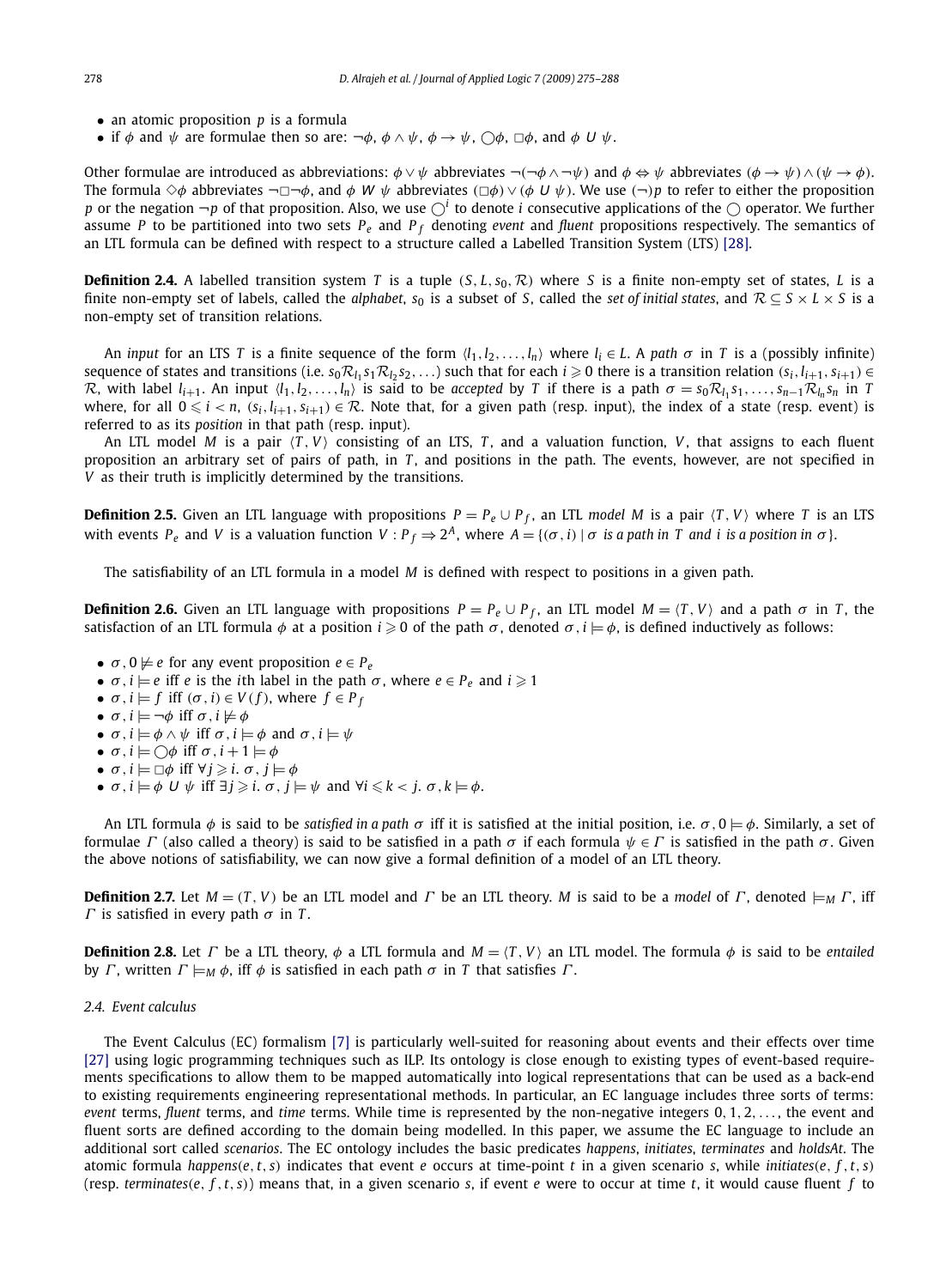- an atomic proposition $p$ is a formula
- if $\phi$ and $\psi$ are formulae then so are: $\neg\phi$, $\phi \wedge \psi$, $\phi \rightarrow \psi$, $\bigcirc\phi$, $\Box\phi$, and $\phi\ U\ \psi$.

Other formulae are introduced as abbreviations: $\phi \vee \psi$ abbreviates $\neg(\neg\phi \wedge \neg\psi)$ and $\phi \Leftrightarrow \psi$ abbreviates $(\phi \rightarrow \psi) \wedge (\psi \rightarrow \phi)$. The formula $\Diamond\phi$ abbreviates $\neg\Box\neg\phi$, and $\phi\ W\ \psi$ abbreviates $(\Box\phi) \vee (\phi\ U\ \psi)$. We use $(\neg)p$ to refer to either the proposition $p$ or the negation $\neg p$ of that proposition. Also, we use $\bigcirc^i$ to denote $i$ consecutive applications of the $\bigcirc$ operator. We further assume $P$ to be partitioned into two sets $P_e$ and $P_f$ denoting *event* and *fluent* propositions respectively. The semantics of an LTL formula can be defined with respect to a structure called a Labelled Transition System (LTS) [28].

**Definition 2.4.** A labelled transition system $T$ is a tuple $\langle S, L, s_0, \mathcal{R}\rangle$ where $S$ is a finite non-empty set of states, $L$ is a finite non-empty set of labels, called the *alphabet*, $s_0$ is a subset of $S$, called the *set of initial states*, and $\mathcal{R} \subseteq S \times L \times S$ is a non-empty set of transition relations.

An *input* for an LTS $T$ is a finite sequence of the form $\langle l_1, l_2, \ldots, l_n\rangle$ where $l_i \in L$. A *path* $\sigma$ in $T$ is a (possibly infinite) sequence of states and transitions (i.e. $s_0\mathcal{R}_{l_1}s_1\mathcal{R}_{l_2}s_2, \ldots$) such that for each $i \geqslant 0$ there is a transition relation $(s_i, l_{i+1}, s_{i+1}) \in \mathcal{R}$, with label $l_{i+1}$. An input $\langle l_1, l_2, \ldots, l_n\rangle$ is said to be *accepted* by $T$ if there is a path $\sigma = s_0\mathcal{R}_{l_1}s_1, \ldots, s_{n-1}\mathcal{R}_{l_n}s_n$ in $T$ where, for all $0 \leqslant i < n$, $(s_i, l_{i+1}, s_{i+1}) \in \mathcal{R}$. Note that, for a given path (resp. input), the index of a state (resp. event) is referred to as its *position* in that path (resp. input).

An LTL model $M$ is a pair $\langle T, V\rangle$ consisting of an LTS, $T$, and a valuation function, $V$, that assigns to each fluent proposition an arbitrary set of pairs of path, in $T$, and positions in the path. The events, however, are not specified in $V$ as their truth is implicitly determined by the transitions.

**Definition 2.5.** Given an LTL language with propositions $P = P_e \cup P_f$, an LTL *model* $M$ is a pair $\langle T, V\rangle$ where $T$ is an LTS with events $P_e$ and $V$ is a valuation function $V : P_f \Rightarrow 2^A$, where $A = \{(\sigma, i) \mid \sigma \textit{ is a path in } T \textit{ and } i \textit{ is a position in } \sigma\}$.

The satisfiability of an LTL formula in a model $M$ is defined with respect to positions in a given path.

**Definition 2.6.** Given an LTL language with propositions $P = P_e \cup P_f$, an LTL model $M = \langle T, V\rangle$ and a path $\sigma$ in $T$, the satisfaction of an LTL formula $\phi$ at a position $i \geqslant 0$ of the path $\sigma$, denoted $\sigma, i \models \phi$, is defined inductively as follows:

- $\sigma, 0 \not\models e$ for any event proposition $e \in P_e$
- $\sigma, i \models e$ iff $e$ is the $i$th label in the path $\sigma$, where $e \in P_e$ and $i \geqslant 1$
- $\sigma, i \models f$ iff $(\sigma, i) \in V(f)$, where $f \in P_f$
- $\sigma, i \models \neg\phi$ iff $\sigma, i \not\models \phi$
- $\sigma, i \models \phi \wedge \psi$ iff $\sigma, i \models \phi$ and $\sigma, i \models \psi$
- $\sigma, i \models \bigcirc\phi$ iff $\sigma, i+1 \models \phi$
- $\sigma, i \models \Box\phi$ iff $\forall j \geqslant i.\ \sigma, j \models \phi$
- $\sigma, i \models \phi\ U\ \psi$ iff $\exists j \geqslant i.\ \sigma, j \models \psi$ and $\forall i \leqslant k < j.\ \sigma, k \models \phi$.

An LTL formula $\phi$ is said to be *satisfied in a path* $\sigma$ iff it is satisfied at the initial position, i.e. $\sigma, 0 \models \phi$. Similarly, a set of formulae $\Gamma$ (also called a theory) is said to be satisfied in a path $\sigma$ if each formula $\psi \in \Gamma$ is satisfied in the path $\sigma$. Given the above notions of satisfiability, we can now give a formal definition of a model of an LTL theory.

**Definition 2.7.** Let $M = (T, V)$ be an LTL model and $\Gamma$ be an LTL theory. $M$ is said to be a *model* of $\Gamma$, denoted $\models_M \Gamma$, iff $\Gamma$ is satisfied in every path $\sigma$ in $T$.

**Definition 2.8.** Let $\Gamma$ be a LTL theory, $\phi$ a LTL formula and $M = \langle T, V\rangle$ an LTL model. The formula $\phi$ is said to be *entailed* by $\Gamma$, written $\Gamma \models_M \phi$, iff $\phi$ is satisfied in each path $\sigma$ in $T$ that satisfies $\Gamma$.

### 2.4. Event calculus

The Event Calculus (EC) formalism [7] is particularly well-suited for reasoning about events and their effects over time [27] using logic programming techniques such as ILP. Its ontology is close enough to existing types of event-based requirements specifications to allow them to be mapped automatically into logical representations that can be used as a back-end to existing requirements engineering representational methods. In particular, an EC language includes three sorts of terms: *event* terms, *fluent* terms, and *time* terms. While time is represented by the non-negative integers $0, 1, 2, \ldots$, the event and fluent sorts are defined according to the domain being modelled. In this paper, we assume the EC language to include an additional sort called *scenarios*. The EC ontology includes the basic predicates *happens*, *initiates*, *terminates* and *holdsAt*. The atomic formula *happens*$(e, t, s)$ indicates that event $e$ occurs at time-point $t$ in a given scenario $s$, while *initiates*$(e, f, t, s)$ (resp. *terminates*$(e, f, t, s)$) means that, in a given scenario $s$, if event $e$ were to occur at time $t$, it would cause fluent $f$ to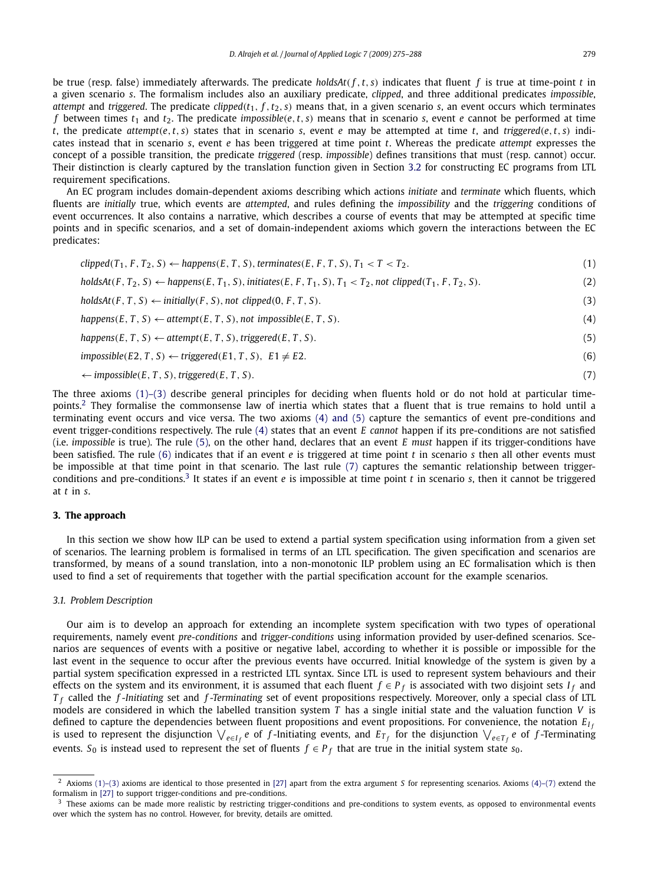be true (resp. false) immediately afterwards. The predicate *holdsAt*$(f, t, s)$ indicates that fluent $f$ is true at time-point $t$ in a given scenario $s$. The formalism includes also an auxiliary predicate, *clipped*, and three additional predicates *impossible*, *attempt* and *triggered*. The predicate *clipped*$(t_1, f, t_2, s)$ means that, in a given scenario $s$, an event occurs which terminates $f$ between times $t_1$ and $t_2$. The predicate *impossible*$(e, t, s)$ means that in scenario $s$, event $e$ cannot be performed at time $t$, the predicate *attempt*$(e, t, s)$ states that in scenario $s$, event $e$ may be attempted at time $t$, and *triggered*$(e, t, s)$ indicates instead that in scenario $s$, event $e$ has been triggered at time point $t$. Whereas the predicate *attempt* expresses the concept of a possible transition, the predicate *triggered* (resp. *impossible*) defines transitions that must (resp. cannot) occur. Their distinction is clearly captured by the translation function given in Section 3.2 for constructing EC programs from LTL requirement specifications.

An EC program includes domain-dependent axioms describing which actions *initiate* and *terminate* which fluents, which fluents are *initially* true, which events are *attempted*, and rules defining the *impossibility* and the *triggering* conditions of event occurrences. It also contains a narrative, which describes a course of events that may be attempted at specific time points and in specific scenarios, and a set of domain-independent axioms which govern the interactions between the EC predicates:

$$\mathit{clipped}(T_1, F, T_2, S) \leftarrow \mathit{happens}(E, T, S), \mathit{terminates}(E, F, T, S), T_1 < T < T_2. \tag{1}$$

$$\mathit{holdsAt}(F, T_2, S) \leftarrow \mathit{happens}(E, T_1, S), \mathit{initiates}(E, F, T_1, S), T_1 < T_2, \mathit{not}\ \mathit{clipped}(T_1, F, T_2, S). \tag{2}$$

$$\mathit{holdsAt}(F, T, S) \leftarrow \mathit{initially}(F, S), \mathit{not}\ \mathit{clipped}(0, F, T, S). \tag{3}$$

$$\mathit{happens}(E, T, S) \leftarrow \mathit{attempt}(E, T, S), \mathit{not}\ \mathit{impossible}(E, T, S). \tag{4}$$

$$\mathit{happens}(E, T, S) \leftarrow \mathit{attempt}(E, T, S), \mathit{triggered}(E, T, S). \tag{5}$$

$$\mathit{impossible}(E2, T, S) \leftarrow \mathit{triggered}(E1, T, S),\ \ E1 \neq E2. \tag{6}$$

$$\leftarrow \mathit{impossible}(E, T, S), \mathit{triggered}(E, T, S). \tag{7}$$

The three axioms (1)–(3) describe general principles for deciding when fluents hold or do not hold at particular time-points.[2] They formalise the commonsense law of inertia which states that a fluent that is true remains to hold until a terminating event occurs and vice versa. The two axioms (4) and (5) capture the semantics of event pre-conditions and event trigger-conditions respectively. The rule (4) states that an event $E$ *cannot* happen if its pre-conditions are not satisfied (i.e. *impossible* is true). The rule (5), on the other hand, declares that an event $E$ *must* happen if its trigger-conditions have been satisfied. The rule (6) indicates that if an event $e$ is triggered at time point $t$ in scenario $s$ then all other events must be impossible at that time point in that scenario. The last rule (7) captures the semantic relationship between trigger-conditions and pre-conditions.[3] It states if an event $e$ is impossible at time point $t$ in scenario $s$, then it cannot be triggered at $t$ in $s$.

## 3. The approach

In this section we show how ILP can be used to extend a partial system specification using information from a given set of scenarios. The learning problem is formalised in terms of an LTL specification. The given specification and scenarios are transformed, by means of a sound translation, into a non-monotonic ILP problem using an EC formalisation which is then used to find a set of requirements that together with the partial specification account for the example scenarios.

### 3.1. Problem Description

Our aim is to develop an approach for extending an incomplete system specification with two types of operational requirements, namely event *pre-conditions* and *trigger-conditions* using information provided by user-defined scenarios. Scenarios are sequences of events with a positive or negative label, according to whether it is possible or impossible for the last event in the sequence to occur after the previous events have occurred. Initial knowledge of the system is given by a partial system specification expressed in a restricted LTL syntax. Since LTL is used to represent system behaviours and their effects on the system and its environment, it is assumed that each fluent $f \in P_f$ is associated with two disjoint sets $I_f$ and $T_f$ called the $f$-*Initiating* set and $f$-*Terminating* set of event propositions respectively. Moreover, only a special class of LTL models are considered in which the labelled transition system $T$ has a single initial state and the valuation function $V$ is defined to capture the dependencies between fluent propositions and event propositions. For convenience, the notation $E_{I_f}$ is used to represent the disjunction $\bigvee_{e \in I_f} e$ of $f$-Initiating events, and $E_{T_f}$ for the disjunction $\bigvee_{e \in T_f} e$ of $f$-Terminating events. $S_0$ is instead used to represent the set of fluents $f \in P_f$ that are true in the initial system state $s_0$.

---

[2] Axioms (1)–(3) axioms are identical to those presented in [27] apart from the extra argument $S$ for representing scenarios. Axioms (4)–(7) extend the formalism in [27] to support trigger-conditions and pre-conditions.

[3] These axioms can be made more realistic by restricting trigger-conditions and pre-conditions to system events, as opposed to environmental events over which the system has no control. However, for brevity, details are omitted.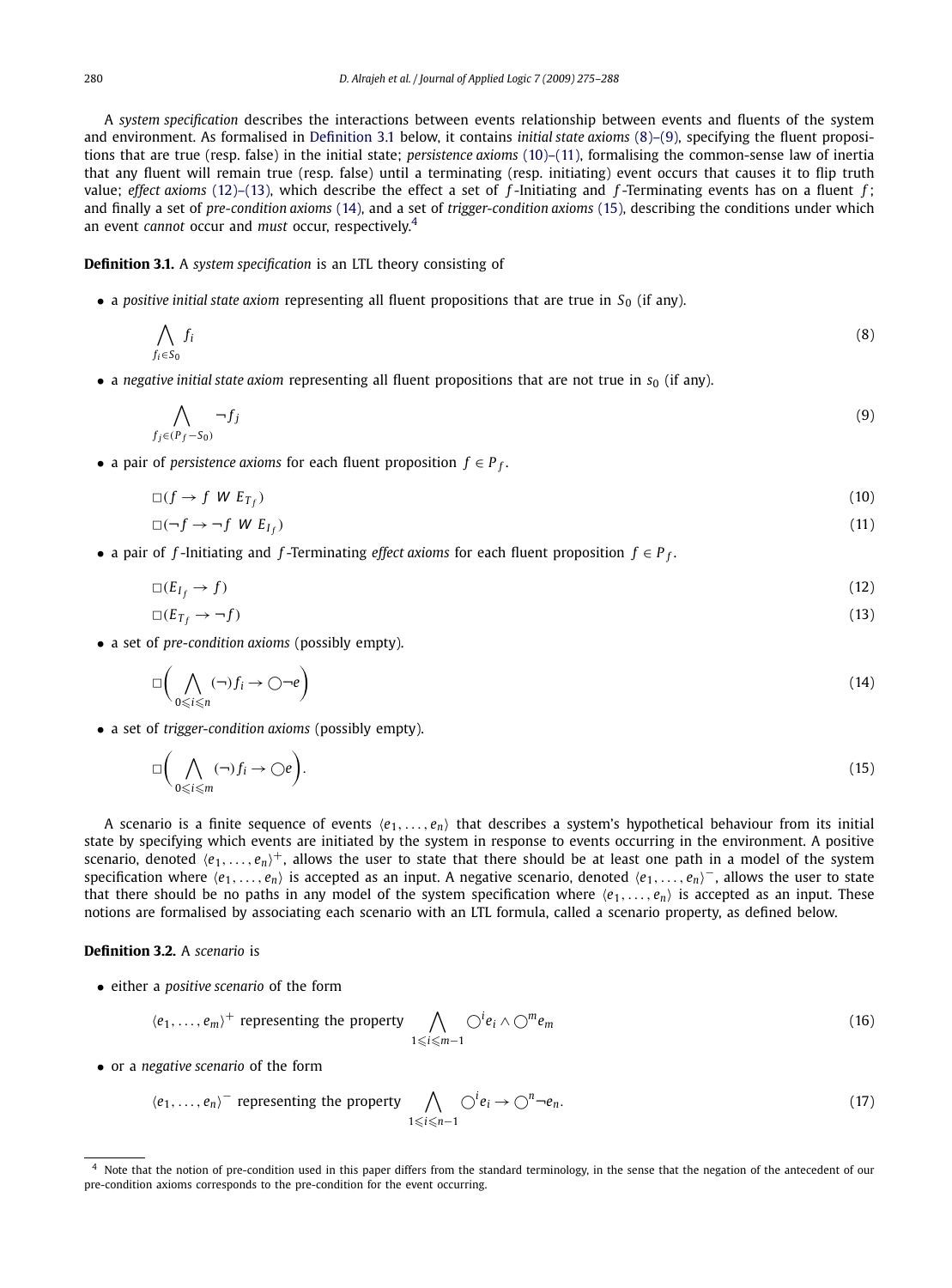A *system specification* describes the interactions between events relationship between events and fluents of the system and environment. As formalised in Definition 3.1 below, it contains *initial state axioms* (8)–(9), specifying the fluent propositions that are true (resp. false) in the initial state; *persistence axioms* (10)–(11), formalising the common-sense law of inertia that any fluent will remain true (resp. false) until a terminating (resp. initiating) event occurs that causes it to flip truth value; *effect axioms* (12)–(13), which describe the effect a set of $f$-Initiating and $f$-Terminating events has on a fluent $f$; and finally a set of *pre-condition axioms* (14), and a set of *trigger-condition axioms* (15), describing the conditions under which an event *cannot* occur and *must* occur, respectively.[4]

**Definition 3.1.** A *system specification* is an LTL theory consisting of

- a *positive initial state axiom* representing all fluent propositions that are true in $S_0$ (if any).

$$\bigwedge_{f_i \in S_0} f_i \tag{8}$$

- a *negative initial state axiom* representing all fluent propositions that are not true in $s_0$ (if any).

$$\bigwedge_{f_j \in (P_f - S_0)} \neg f_j \tag{9}$$

- a pair of *persistence axioms* for each fluent proposition $f \in P_f$.

$$\Box(f \rightarrow f \ W \ E_{T_f}) \tag{10}$$

$$\Box(\neg f \rightarrow \neg f \ W \ E_{I_f}) \tag{11}$$

- a pair of $f$-Initiating and $f$-Terminating *effect axioms* for each fluent proposition $f \in P_f$.

$$\Box(E_{I_f} \rightarrow f) \tag{12}$$

$$\Box(E_{T_f} \rightarrow \neg f) \tag{13}$$

- a set of *pre-condition axioms* (possibly empty).

$$\Box\left(\bigwedge_{0 \leqslant i \leqslant n} (\neg) f_i \rightarrow \bigcirc \neg e\right) \tag{14}$$

- a set of *trigger-condition axioms* (possibly empty).

$$\Box\left(\bigwedge_{0 \leqslant i \leqslant m} (\neg) f_i \rightarrow \bigcirc e\right). \tag{15}$$

A scenario is a finite sequence of events $\langle e_1, \ldots, e_n \rangle$ that describes a system's hypothetical behaviour from its initial state by specifying which events are initiated by the system in response to events occurring in the environment. A positive scenario, denoted $\langle e_1, \ldots, e_n \rangle^+$, allows the user to state that there should be at least one path in a model of the system specification where $\langle e_1, \ldots, e_n \rangle$ is accepted as an input. A negative scenario, denoted $\langle e_1, \ldots, e_n \rangle^-$, allows the user to state that there should be no paths in any model of the system specification where $\langle e_1, \ldots, e_n \rangle$ is accepted as an input. These notions are formalised by associating each scenario with an LTL formula, called a scenario property, as defined below.

**Definition 3.2.** A *scenario* is

- either a *positive scenario* of the form

$$\langle e_1, \ldots, e_m \rangle^+ \text{ representing the property } \bigwedge_{1 \leqslant i \leqslant m-1} \bigcirc^i e_i \wedge \bigcirc^m e_m \tag{16}$$

- or a *negative scenario* of the form

$$\langle e_1, \ldots, e_n \rangle^- \text{ representing the property } \bigwedge_{1 \leqslant i \leqslant n-1} \bigcirc^i e_i \rightarrow \bigcirc^n \neg e_n. \tag{17}$$

[4] Note that the notion of pre-condition used in this paper differs from the standard terminology, in the sense that the negation of the antecedent of our pre-condition axioms corresponds to the pre-condition for the event occurring.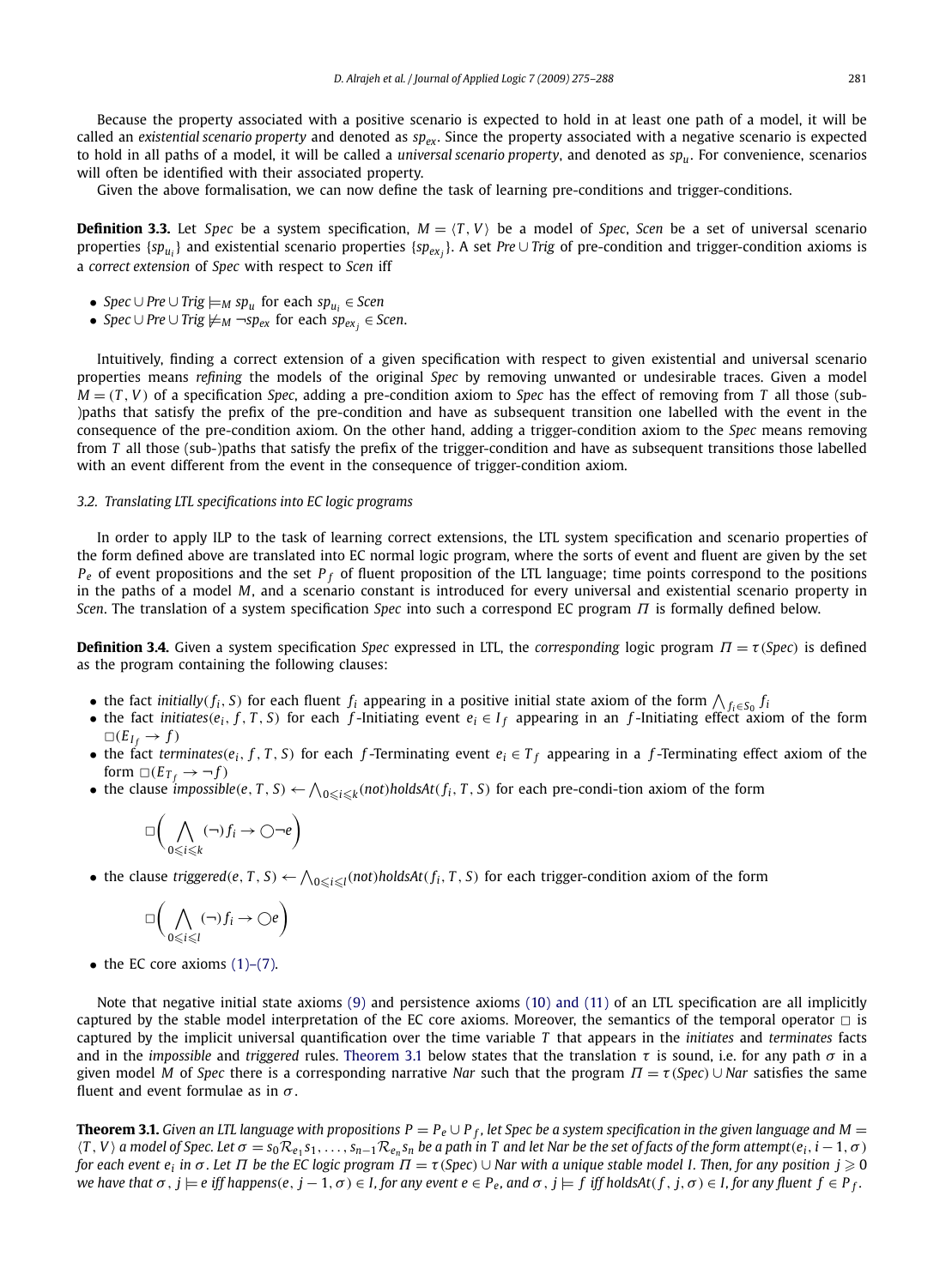Because the property associated with a positive scenario is expected to hold in at least one path of a model, it will be called an *existential scenario property* and denoted as $sp_{ex}$. Since the property associated with a negative scenario is expected to hold in all paths of a model, it will be called a *universal scenario property*, and denoted as $sp_u$. For convenience, scenarios will often be identified with their associated property.

Given the above formalisation, we can now define the task of learning pre-conditions and trigger-conditions.

**Definition 3.3.** Let *Spec* be a system specification, $M = \langle T, V\rangle$ be a model of *Spec*, *Scen* be a set of universal scenario properties $\{sp_{u_i}\}$ and existential scenario properties $\{sp_{ex_j}\}$. A set $Pre \cup Trig$ of pre-condition and trigger-condition axioms is a *correct extension* of *Spec* with respect to *Scen* iff

- $Spec \cup Pre \cup Trig \models_M sp_u$ for each $sp_{u_i} \in Scen$
- $Spec \cup Pre \cup Trig \not\models_M \neg sp_{ex}$ for each $sp_{ex_j} \in Scen$.

Intuitively, finding a correct extension of a given specification with respect to given existential and universal scenario properties means *refining* the models of the original *Spec* by removing unwanted or undesirable traces. Given a model $M = (T, V)$ of a specification *Spec*, adding a pre-condition axiom to *Spec* has the effect of removing from $T$ all those (sub-)paths that satisfy the prefix of the pre-condition and have as subsequent transition one labelled with the event in the consequence of the pre-condition axiom. On the other hand, adding a trigger-condition axiom to the *Spec* means removing from $T$ all those (sub-)paths that satisfy the prefix of the trigger-condition and have as subsequent transitions those labelled with an event different from the event in the consequence of trigger-condition axiom.

### 3.2. Translating LTL specifications into EC logic programs

In order to apply ILP to the task of learning correct extensions, the LTL system specification and scenario properties of the form defined above are translated into EC normal logic program, where the sorts of event and fluent are given by the set $P_e$ of event propositions and the set $P_f$ of fluent proposition of the LTL language; time points correspond to the positions in the paths of a model $M$, and a scenario constant is introduced for every universal and existential scenario property in *Scen*. The translation of a system specification *Spec* into such a correspond EC program $\Pi$ is formally defined below.

**Definition 3.4.** Given a system specification *Spec* expressed in LTL, the *corresponding* logic program $\Pi = \tau(Spec)$ is defined as the program containing the following clauses:

- the fact $initially(f_i, S)$ for each fluent $f_i$ appearing in a positive initial state axiom of the form $\bigwedge_{f_i \in S_0} f_i$
- the fact $initiates(e_i, f, T, S)$ for each $f$-Initiating event $e_i \in I_f$ appearing in an $f$-Initiating effect axiom of the form $\Box(E_{I_f} \rightarrow f)$
- the fact $terminates(e_i, f, T, S)$ for each $f$-Terminating event $e_i \in T_f$ appearing in a $f$-Terminating effect axiom of the form $\Box(E_{T_f} \rightarrow \neg f)$
- the clause $impossible(e, T, S) \leftarrow \bigwedge_{0\leqslant i\leqslant k}(not)holdsAt(f_i, T, S)$ for each pre-condi-tion axiom of the form

$$\Box\bigg(\bigwedge_{0\leqslant i\leqslant k}(\neg)f_i \rightarrow \bigcirc\neg e\bigg)$$

- the clause $triggered(e, T, S) \leftarrow \bigwedge_{0\leqslant i\leqslant l}(not)holdsAt(f_i, T, S)$ for each trigger-condition axiom of the form

$$\Box\bigg(\bigwedge_{0\leqslant i\leqslant l}(\neg)f_i \rightarrow \bigcirc e\bigg)$$

- the EC core axioms (1)–(7).

Note that negative initial state axioms (9) and persistence axioms (10) and (11) of an LTL specification are all implicitly captured by the stable model interpretation of the EC core axioms. Moreover, the semantics of the temporal operator $\Box$ is captured by the implicit universal quantification over the time variable $T$ that appears in the *initiates* and *terminates* facts and in the *impossible* and *triggered* rules. Theorem 3.1 below states that the translation $\tau$ is sound, i.e. for any path $\sigma$ in a given model $M$ of *Spec* there is a corresponding narrative *Nar* such that the program $\Pi = \tau(Spec) \cup Nar$ satisfies the same fluent and event formulae as in $\sigma$.

**Theorem 3.1.** *Given an LTL language with propositions $P = P_e \cup P_f$, let Spec be a system specification in the given language and $M = \langle T, V\rangle$ a model of Spec. Let $\sigma = s_0\mathcal{R}_{e_1}s_1, \ldots, s_{n-1}\mathcal{R}_{e_n}s_n$ be a path in $T$ and let Nar be the set of facts of the form $attempt(e_i, i-1, \sigma)$ for each event $e_i$ in $\sigma$. Let $\Pi$ be the EC logic program $\Pi = \tau(Spec) \cup Nar$ with a unique stable model $I$. Then, for any position $j \geqslant 0$ we have that $\sigma, j \models e$ iff $happens(e, j-1, \sigma) \in I$, for any event $e \in P_e$, and $\sigma, j \models f$ iff $holdsAt(f, j, \sigma) \in I$, for any fluent $f \in P_f$.*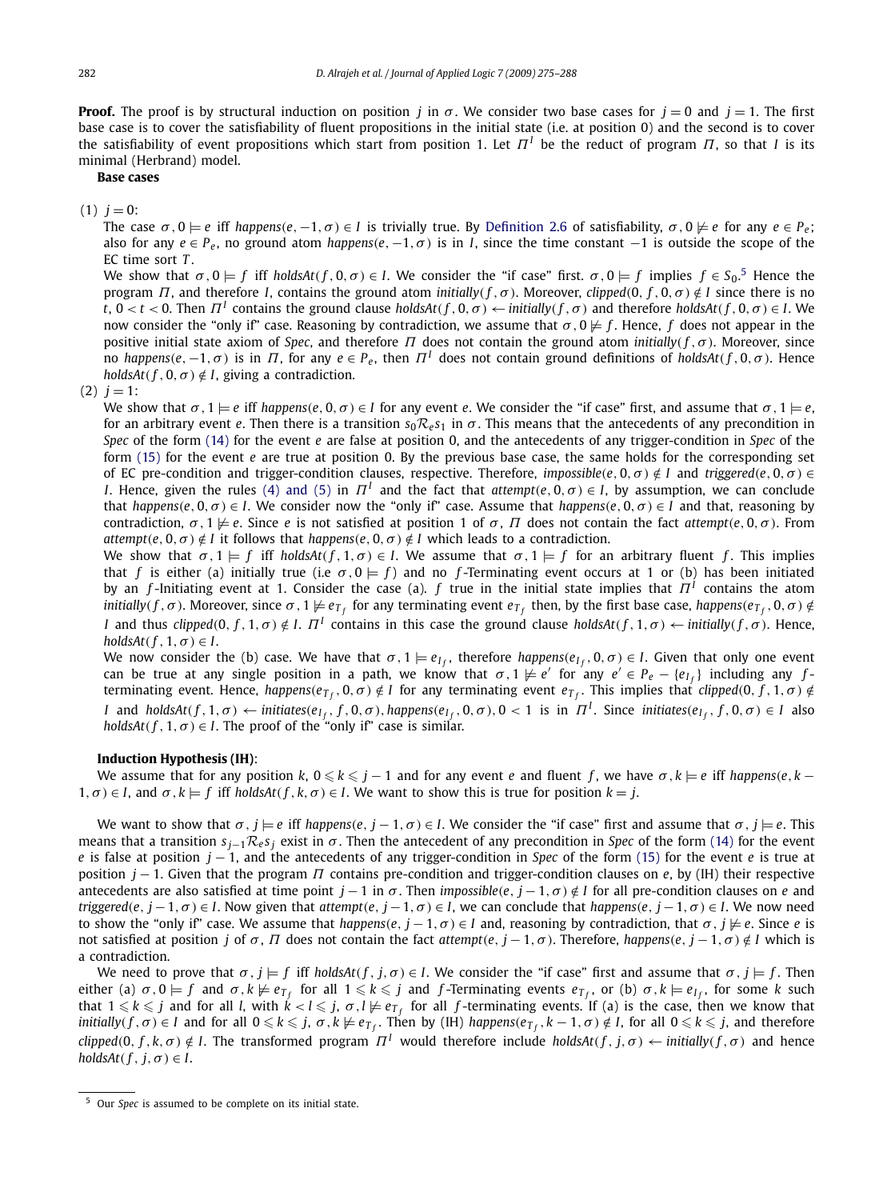**Proof.** The proof is by structural induction on position $j$ in $\sigma$. We consider two base cases for $j = 0$ and $j = 1$. The first base case is to cover the satisfiability of fluent propositions in the initial state (i.e. at position 0) and the second is to cover the satisfiability of event propositions which start from position 1. Let $\Pi^I$ be the reduct of program $\Pi$, so that $I$ is its minimal (Herbrand) model.

**Base cases**

(1) $j = 0$:

The case $\sigma, 0 \models e$ iff $happens(e, -1, \sigma) \in I$ is trivially true. By Definition 2.6 of satisfiability, $\sigma, 0 \not\models e$ for any $e \in P_e$; also for any $e \in P_e$, no ground atom $happens(e, -1, \sigma)$ is in $I$, since the time constant $-1$ is outside the scope of the EC time sort $T$.

We show that $\sigma, 0 \models f$ iff $holdsAt(f, 0, \sigma) \in I$. We consider the "if case" first. $\sigma, 0 \models f$ implies $f \in S_0$.[5] Hence the program $\Pi$, and therefore $I$, contains the ground atom $initially(f, \sigma)$. Moreover, $clipped(0, f, 0, \sigma) \notin I$ since there is no $t$, $0 < t < 0$. Then $\Pi^I$ contains the ground clause $holdsAt(f, 0, \sigma) \leftarrow initially(f, \sigma)$ and therefore $holdsAt(f, 0, \sigma) \in I$. We now consider the "only if" case. Reasoning by contradiction, we assume that $\sigma, 0 \not\models f$. Hence, $f$ does not appear in the positive initial state axiom of *Spec*, and therefore $\Pi$ does not contain the ground atom $initially(f, \sigma)$. Moreover, since no $happens(e, -1, \sigma)$ is in $\Pi$, for any $e \in P_e$, then $\Pi^I$ does not contain ground definitions of $holdsAt(f, 0, \sigma)$. Hence $holdsAt(f, 0, \sigma) \notin I$, giving a contradiction.

(2) $j = 1$:

We show that $\sigma, 1 \models e$ iff $happens(e, 0, \sigma) \in I$ for any event $e$. We consider the "if case" first, and assume that $\sigma, 1 \models e$, for an arbitrary event $e$. Then there is a transition $s_0 \mathcal{R}_e s_1$ in $\sigma$. This means that the antecedents of any precondition in *Spec* of the form (14) for the event $e$ are false at position 0, and the antecedents of any trigger-condition in *Spec* of the form (15) for the event $e$ are true at position 0. By the previous base case, the same holds for the corresponding set of EC pre-condition and trigger-condition clauses, respective. Therefore, $impossible(e, 0, \sigma) \notin I$ and $triggered(e, 0, \sigma) \in I$. Hence, given the rules (4) and (5) in $\Pi^I$ and the fact that $attempt(e, 0, \sigma) \in I$, by assumption, we can conclude that $happens(e, 0, \sigma) \in I$. We consider now the "only if" case. Assume that $happens(e, 0, \sigma) \in I$ and that, reasoning by contradiction, $\sigma, 1 \not\models e$. Since $e$ is not satisfied at position 1 of $\sigma$, $\Pi$ does not contain the fact $attempt(e, 0, \sigma)$. From $attempt(e, 0, \sigma) \notin I$ it follows that $happens(e, 0, \sigma) \notin I$ which leads to a contradiction.

We show that $\sigma, 1 \models f$ iff $holdsAt(f, 1, \sigma) \in I$. We assume that $\sigma, 1 \models f$ for an arbitrary fluent $f$. This implies that $f$ is either (a) initially true (i.e $\sigma, 0 \models f$) and no $f$-Terminating event occurs at 1 or (b) has been initiated by an $f$-Initiating event at 1. Consider the case (a). $f$ true in the initial state implies that $\Pi^I$ contains the atom $initially(f, \sigma)$. Moreover, since $\sigma, 1 \not\models e_{T_f}$ for any terminating event $e_{T_f}$ then, by the first base case, $happens(e_{T_f}, 0, \sigma) \notin I$ and thus $clipped(0, f, 1, \sigma) \notin I$. $\Pi^I$ contains in this case the ground clause $holdsAt(f, 1, \sigma) \leftarrow initially(f, \sigma)$. Hence, $holdsAt(f, 1, \sigma) \in I$.

We now consider the (b) case. We have that $\sigma, 1 \models e_{I_f}$, therefore $happens(e_{I_f}, 0, \sigma) \in I$. Given that only one event can be true at any single position in a path, we know that $\sigma, 1 \not\models e'$ for any $e' \in P_e - \{e_{I_f}\}$ including any $f$-terminating event. Hence, $happens(e_{T_f}, 0, \sigma) \notin I$ for any terminating event $e_{T_f}$. This implies that $clipped(0, f, 1, \sigma) \notin I$ and $holdsAt(f, 1, \sigma) \leftarrow initiates(e_{I_f}, f, 0, \sigma), happens(e_{I_f}, 0, \sigma), 0 < 1$ is in $\Pi^I$. Since $initiates(e_{I_f}, f, 0, \sigma) \in I$ also $holdsAt(f, 1, \sigma) \in I$. The proof of the "only if" case is similar.

**Induction Hypothesis (IH)**:

We assume that for any position $k$, $0 \leqslant k \leqslant j - 1$ and for any event $e$ and fluent $f$, we have $\sigma, k \models e$ iff $happens(e, k - 1, \sigma) \in I$, and $\sigma, k \models f$ iff $holdsAt(f, k, \sigma) \in I$. We want to show this is true for position $k = j$.

We want to show that $\sigma, j \models e$ iff $happens(e, j - 1, \sigma) \in I$. We consider the "if case" first and assume that $\sigma, j \models e$. This means that a transition $s_{j-1} \mathcal{R}_e s_j$ exist in $\sigma$. Then the antecedent of any precondition in *Spec* of the form (14) for the event $e$ is false at position $j - 1$, and the antecedents of any trigger-condition in *Spec* of the form (15) for the event $e$ is true at position $j - 1$. Given that the program $\Pi$ contains pre-condition and trigger-condition clauses on $e$, by (IH) their respective antecedents are also satisfied at time point $j - 1$ in $\sigma$. Then $impossible(e, j - 1, \sigma) \notin I$ for all pre-condition clauses on $e$ and $triggered(e, j - 1, \sigma) \in I$. Now given that $attempt(e, j - 1, \sigma) \in I$, we can conclude that $happens(e, j - 1, \sigma) \in I$. We now need to show the "only if" case. We assume that $happens(e, j - 1, \sigma) \in I$ and, reasoning by contradiction, that $\sigma, j \not\models e$. Since $e$ is not satisfied at position $j$ of $\sigma$, $\Pi$ does not contain the fact $attempt(e, j - 1, \sigma)$. Therefore, $happens(e, j - 1, \sigma) \notin I$ which is a contradiction.

We need to prove that $\sigma, j \models f$ iff $holdsAt(f, j, \sigma) \in I$. We consider the "if case" first and assume that $\sigma, j \models f$. Then either (a) $\sigma, 0 \models f$ and $\sigma, k \not\models e_{T_f}$ for all $1 \leqslant k \leqslant j$ and $f$-Terminating events $e_{T_f}$, or (b) $\sigma, k \models e_{I_f}$, for some $k$ such that $1 \leqslant k \leqslant j$ and for all $l$, with $k < l \leqslant j$, $\sigma, l \not\models e_{T_f}$ for all $f$-terminating events. If (a) is the case, then we know that $initially(f, \sigma) \in I$ and for all $0 \leqslant k \leqslant j$, $\sigma, k \not\models e_{T_f}$. Then by (IH) $happens(e_{T_f}, k - 1, \sigma) \notin I$, for all $0 \leqslant k \leqslant j$, and therefore $clipped(0, f, k, \sigma) \notin I$. The transformed program $\Pi^I$ would therefore include $holdsAt(f, j, \sigma) \leftarrow initially(f, \sigma)$ and hence $holdsAt(f, j, \sigma) \in I$.

---

[5] Our *Spec* is assumed to be complete on its initial state.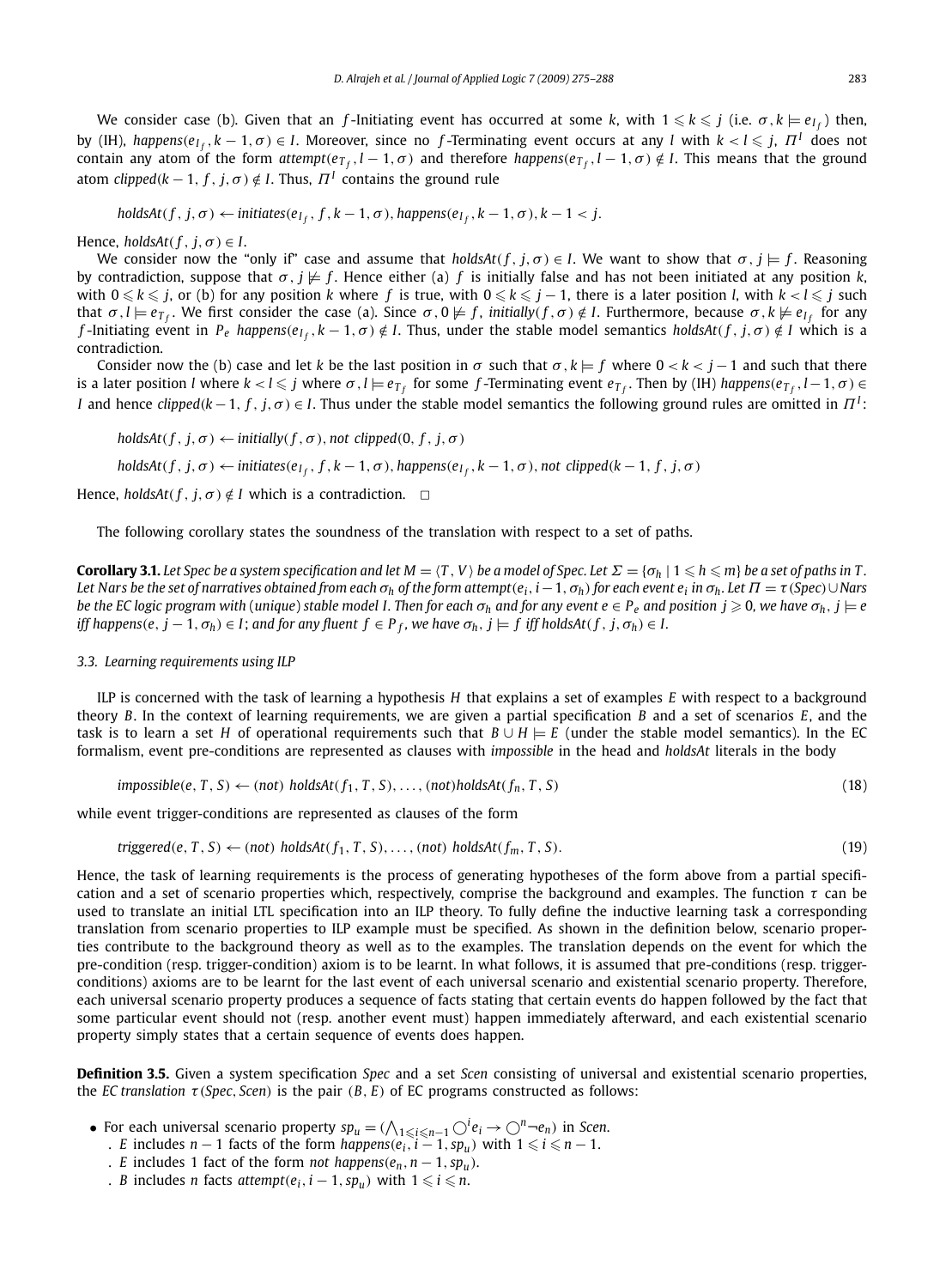We consider case (b). Given that an $f$-Initiating event has occurred at some $k$, with $1 \leqslant k \leqslant j$ (i.e. $\sigma, k \models e_{I_f}$) then, by (IH), $happens(e_{I_f}, k-1, \sigma) \in I$. Moreover, since no $f$-Terminating event occurs at any $l$ with $k < l \leqslant j$, $\Pi^I$ does not contain any atom of the form $attempt(e_{T_f}, l-1, \sigma)$ and therefore $happens(e_{T_f}, l-1, \sigma) \notin I$. This means that the ground atom $clipped(k-1, f, j, \sigma) \notin I$. Thus, $\Pi^I$ contains the ground rule

$$holdsAt(f, j, \sigma) \leftarrow initiates(e_{I_f}, f, k-1, \sigma), happens(e_{I_f}, k-1, \sigma), k-1 < j.$$

Hence, $holdsAt(f, j, \sigma) \in I$.

We consider now the "only if" case and assume that $holdsAt(f, j, \sigma) \in I$. We want to show that $\sigma, j \models f$. Reasoning by contradiction, suppose that $\sigma, j \not\models f$. Hence either (a) $f$ is initially false and has not been initiated at any position $k$, with $0 \leqslant k \leqslant j$, or (b) for any position $k$ where $f$ is true, with $0 \leqslant k \leqslant j-1$, there is a later position $l$, with $k < l \leqslant j$ such that $\sigma, l \models e_{T_f}$. We first consider the case (a). Since $\sigma, 0 \not\models f$, $initially(f, \sigma) \notin I$. Furthermore, because $\sigma, k \not\models e_{I_f}$ for any $f$-Initiating event in $P_e$ $happens(e_{I_f}, k-1, \sigma) \notin I$. Thus, under the stable model semantics $holdsAt(f, j, \sigma) \notin I$ which is a contradiction.

Consider now the (b) case and let $k$ be the last position in $\sigma$ such that $\sigma, k \models f$ where $0 < k < j-1$ and such that there is a later position $l$ where $k < l \leqslant j$ where $\sigma, l \models e_{T_f}$ for some $f$-Terminating event $e_{T_f}$. Then by (IH) $happens(e_{T_f}, l-1, \sigma) \in I$ and hence $clipped(k-1, f, j, \sigma) \in I$. Thus under the stable model semantics the following ground rules are omitted in $\Pi^I$:

$$holdsAt(f, j, \sigma) \leftarrow initially(f, \sigma), not\ clipped(0, f, j, \sigma)$$

$$holdsAt(f, j, \sigma) \leftarrow initiates(e_{I_f}, f, k-1, \sigma), happens(e_{I_f}, k-1, \sigma), not\ clipped(k-1, f, j, \sigma)$$

Hence, $holdsAt(f, j, \sigma) \notin I$ which is a contradiction. $\square$

The following corollary states the soundness of the translation with respect to a set of paths.

**Corollary 3.1.** *Let Spec be a system specification and let $M = \langle T, V \rangle$ be a model of Spec. Let $\Sigma = \{\sigma_h \mid 1 \leqslant h \leqslant m\}$ be a set of paths in $T$. Let Nars be the set of narratives obtained from each $\sigma_h$ of the form $attempt(e_i, i-1, \sigma_h)$ for each event $e_i$ in $\sigma_h$. Let $\Pi = \tau(Spec) \cup Nars$ be the EC logic program with (unique) stable model $I$. Then for each $\sigma_h$ and for any event $e \in P_e$ and position $j \geqslant 0$, we have $\sigma_h, j \models e$ iff $happens(e, j-1, \sigma_h) \in I$; and for any fluent $f \in P_f$, we have $\sigma_h, j \models f$ iff $holdsAt(f, j, \sigma_h) \in I$.*

### 3.3. Learning requirements using ILP

ILP is concerned with the task of learning a hypothesis $H$ that explains a set of examples $E$ with respect to a background theory $B$. In the context of learning requirements, we are given a partial specification $B$ and a set of scenarios $E$, and the task is to learn a set $H$ of operational requirements such that $B \cup H \models E$ (under the stable model semantics). In the EC formalism, event pre-conditions are represented as clauses with *impossible* in the head and *holdsAt* literals in the body

$$impossible(e, T, S) \leftarrow (not)\ holdsAt(f_1, T, S), \ldots, (not) holdsAt(f_n, T, S) \tag{18}$$

while event trigger-conditions are represented as clauses of the form

$$triggered(e, T, S) \leftarrow (not)\ holdsAt(f_1, T, S), \ldots, (not)\ holdsAt(f_m, T, S). \tag{19}$$

Hence, the task of learning requirements is the process of generating hypotheses of the form above from a partial specification and a set of scenario properties which, respectively, comprise the background and examples. The function $\tau$ can be used to translate an initial LTL specification into an ILP theory. To fully define the inductive learning task a corresponding translation from scenario properties to ILP example must be specified. As shown in the definition below, scenario properties contribute to the background theory as well as to the examples. The translation depends on the event for which the pre-condition (resp. trigger-condition) axiom is to be learnt. In what follows, it is assumed that pre-conditions (resp. trigger-conditions) axioms are to be learnt for the last event of each universal scenario and existential scenario property. Therefore, each universal scenario property produces a sequence of facts stating that certain events do happen followed by the fact that some particular event should not (resp. another event must) happen immediately afterward, and each existential scenario property simply states that a certain sequence of events does happen.

**Definition 3.5.** Given a system specification *Spec* and a set *Scen* consisting of universal and existential scenario properties, the *EC translation* $\tau(Spec, Scen)$ is the pair $(B, E)$ of EC programs constructed as follows:

- For each universal scenario property $sp_u = (\bigwedge_{1 \leqslant i \leqslant n-1} \bigcirc^i e_i \rightarrow \bigcirc^n \neg e_n)$ in *Scen*.
  - . $E$ includes $n-1$ facts of the form $happens(e_i, i-1, sp_u)$ with $1 \leqslant i \leqslant n-1$.
  - . $E$ includes 1 fact of the form $not\ happens(e_n, n-1, sp_u)$.
  - . $B$ includes $n$ facts $attempt(e_i, i-1, sp_u)$ with $1 \leqslant i \leqslant n$.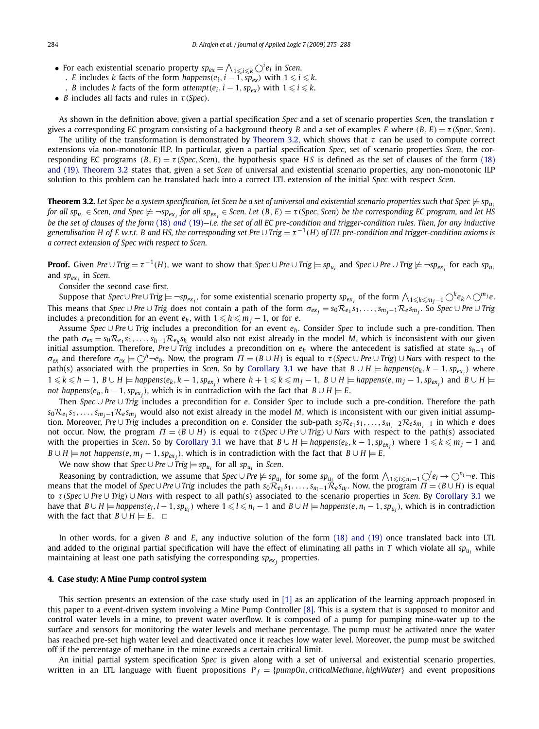- For each existential scenario property $sp_{ex} = \bigwedge_{1\leqslant i\leqslant k} \bigcirc^i e_i$ in *Scen*.
  - . $E$ includes $k$ facts of the form $happens(e_i, i-1, sp_{ex})$ with $1 \leqslant i \leqslant k$.
  - . $B$ includes $k$ facts of the form $attempt(e_i, i-1, sp_{ex})$ with $1 \leqslant i \leqslant k$.
- $B$ includes all facts and rules in $\tau(Spec)$.

As shown in the definition above, given a partial specification *Spec* and a set of scenario properties *Scen*, the translation $\tau$ gives a corresponding EC program consisting of a background theory $B$ and a set of examples $E$ where $(B, E) = \tau(Spec, Scen)$.

The utility of the transformation is demonstrated by Theorem 3.2, which shows that $\tau$ can be used to compute correct extensions via non-monotonic ILP. In particular, given a partial specification *Spec*, set of scenario properties *Scen*, the corresponding EC programs $(B, E) = \tau(Spec, Scen)$, the hypothesis space $HS$ is defined as the set of clauses of the form (18) and (19). Theorem 3.2 states that, given a set *Scen* of universal and existential scenario properties, any non-monotonic ILP solution to this problem can be translated back into a correct LTL extension of the initial *Spec* with respect *Scen*.

**Theorem 3.2.** *Let Spec be a system specification, let Scen be a set of universal and existential scenario properties such that* $Spec \not\models sp_{u_i}$ *for all* $sp_{u_i} \in Scen$, *and* $Spec \not\models \neg sp_{ex_j}$ *for all* $sp_{ex_j} \in Scen$. *Let* $(B, E) = \tau(Spec, Scen)$ *be the corresponding EC program, and let HS be the set of clauses of the form (18) and (19)—i.e. the set of all EC pre-condition and trigger-condition rules. Then, for any inductive generalisation H of E w.r.t. B and HS, the corresponding set* $Pre \cup Trig = \tau^{-1}(H)$ *of LTL pre-condition and trigger-condition axioms is a correct extension of Spec with respect to Scen.*

**Proof.** Given $Pre \cup Trig = \tau^{-1}(H)$, we want to show that $Spec \cup Pre \cup Trig \models sp_{u_i}$ and $Spec \cup Pre \cup Trig \not\models \neg sp_{ex_j}$ for each $sp_{u_i}$ and $sp_{ex_j}$ in *Scen*.

Consider the second case first.

Suppose that $Spec \cup Pre \cup Trig \models \neg sp_{ex_j}$, for some existential scenario property $sp_{ex_j}$ of the form $\bigwedge_{1\leqslant k\leqslant m_j-1} \bigcirc^k e_k \wedge \bigcirc^{m_j} e$. This means that $Spec \cup Pre \cup Trig$ does not contain a path of the form $\sigma_{ex_j} = s_0 \mathcal{R}_{e_1} s_1, \ldots, s_{m_j-1} \mathcal{R}_e s_{m_j}$. So $Spec \cup Pre \cup Trig$ includes a precondition for an event $e_h$, with $1 \leqslant h \leqslant m_j - 1$, or for $e$.

Assume $Spec \cup Pre \cup Trig$ includes a precondition for an event $e_h$. Consider *Spec* to include such a pre-condition. Then the path $\sigma_{ex} = s_0 \mathcal{R}_{e_1} s_1, \ldots, s_{h-1} \mathcal{R}_{e_h} s_h$ would also not exist already in the model $M$, which is inconsistent with our given initial assumption. Therefore, $Pre \cup Trig$ includes a precondition on $e_h$ where the antecedent is satisfied at state $s_{h-1}$ of $\sigma_{ex}$ and therefore $\sigma_{ex} \models \bigcirc^h \neg e_h$. Now, the program $\Pi = (B \cup H)$ is equal to $\tau(Spec \cup Pre \cup Trig) \cup Nars$ with respect to the path(s) associated with the properties in *Scen*. So by Corollary 3.1 we have that $B \cup H \models happens(e_k, k-1, sp_{ex_j})$ where $1 \leqslant k \leqslant h-1$, $B \cup H \models happens(e_k, k-1, sp_{ex_j})$ where $h+1 \leqslant k \leqslant m_j - 1$, $B \cup H \models happens(e, m_j - 1, sp_{ex_j})$ and $B \cup H \models$ *not* $happens(e_h, h-1, sp_{ex_j})$, which is in contradiction with the fact that $B \cup H \models E$.

Then $Spec \cup Pre \cup Trig$ includes a precondition for $e$. Consider *Spec* to include such a pre-condition. Therefore the path $s_0 \mathcal{R}_{e_1} s_1, \ldots, s_{m_j-1} \mathcal{R}_e s_{m_j}$ would also not exist already in the model $M$, which is inconsistent with our given initial assumption. Moreover, $Pre \cup Trig$ includes a precondition on $e$. Consider the sub-path $s_0 \mathcal{R}_{e_1} s_1, \ldots, s_{m_j-2} \mathcal{R}_e s_{m_j-1}$ in which $e$ does not occur. Now, the program $\Pi = (B \cup H)$ is equal to $\tau(Spec \cup Pre \cup Trig) \cup Nars$ with respect to the path(s) associated with the properties in *Scen*. So by Corollary 3.1 we have that $B \cup H \models happens(e_k, k-1, sp_{ex_j})$ where $1 \leqslant k \leqslant m_j - 1$ and $B \cup H \models$ *not* $happens(e, m_j - 1, sp_{ex_j})$, which is in contradiction with the fact that $B \cup H \models E$.

We now show that $Spec \cup Pre \cup Trig \models sp_{u_i}$ for all $sp_{u_i}$ in *Scen*.

Reasoning by contradiction, we assume that $Spec \cup Pre \not\models sp_{u_i}$ for some $sp_{u_i}$ of the form $\bigwedge_{1\leqslant l\leqslant n_i-1} \bigcirc^l e_l \rightarrow \bigcirc^{n_i} \neg e$. This means that the model of $Spec \cup Pre \cup Trig$ includes the path $s_0 \mathcal{R}_{e_1} s_1, \ldots, s_{n_i-1} \mathcal{R}_e s_{n_i}$. Now, the program $\Pi = (B \cup H)$ is equal to $\tau(Spec \cup Pre \cup Trig) \cup Nars$ with respect to all path(s) associated to the scenario properties in *Scen*. By Corollary 3.1 we have that $B \cup H \models happens(e_l, l-1, sp_{u_i})$ where $1 \leqslant l \leqslant n_i - 1$ and $B \cup H \models happens(e, n_i - 1, sp_{u_i})$, which is in contradiction with the fact that $B \cup H \models E$. $\square$

In other words, for a given $B$ and $E$, any inductive solution of the form (18) and (19) once translated back into LTL and added to the original partial specification will have the effect of eliminating all paths in $T$ which violate all $sp_{u_i}$ while maintaining at least one path satisfying the corresponding $sp_{ex_j}$ properties.

## 4. Case study: A Mine Pump control system

This section presents an extension of the case study used in [1] as an application of the learning approach proposed in this paper to a event-driven system involving a Mine Pump Controller [8]. This is a system that is supposed to monitor and control water levels in a mine, to prevent water overflow. It is composed of a pump for pumping mine-water up to the surface and sensors for monitoring the water levels and methane percentage. The pump must be activated once the water has reached pre-set high water level and deactivated once it reaches low water level. Moreover, the pump must be switched off if the percentage of methane in the mine exceeds a certain critical limit.

An initial partial system specification *Spec* is given along with a set of universal and existential scenario properties, written in an LTL language with fluent propositions $P_f = \{pumpOn, criticalMethane, highWater\}$ and event propositions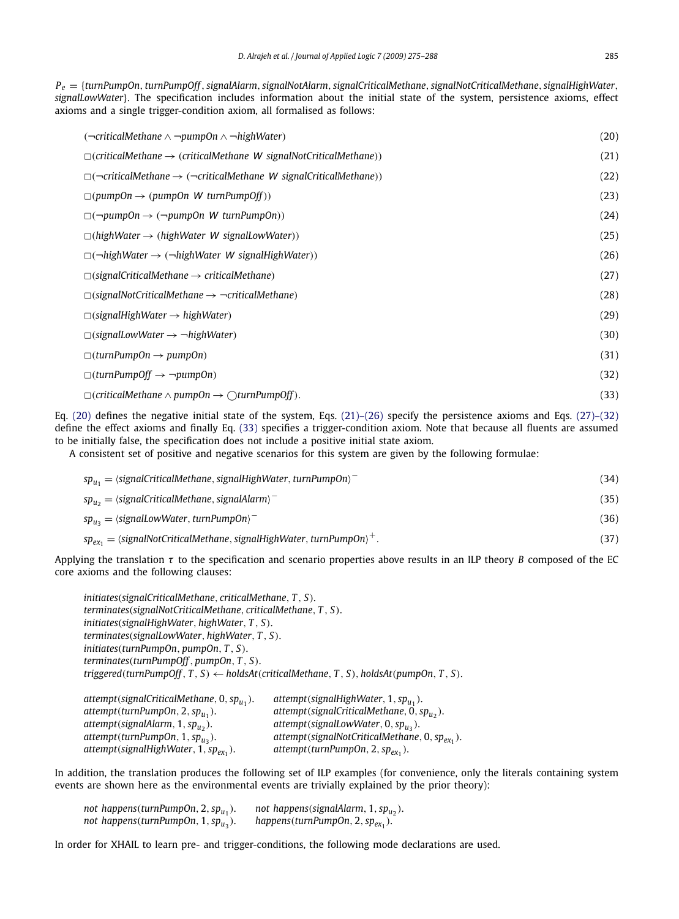$P_e = \{turnPumpOn, turnPumpOff, signalAlarm, signalNotAlarm, signalCriticalMethane, signalNotCriticalMethane, signalHighWater, signalLowWater\}$. The specification includes information about the initial state of the system, persistence axioms, effect axioms and a single trigger-condition axiom, all formalised as follows:

$$(\neg criticalMethane \wedge \neg pumpOn \wedge \neg highWater) \tag{20}$$

$$\Box(criticalMethane \rightarrow (criticalMethane\ W\ signalNotCriticalMethane)) \tag{21}$$

$$\Box(\neg criticalMethane \rightarrow (\neg criticalMethane\ W\ signalCriticalMethane)) \tag{22}$$

$$\Box(pumpOn \rightarrow (pumpOn\ W\ turnPumpOff)) \tag{23}$$

$$\Box(\neg pumpOn \rightarrow (\neg pumpOn\ W\ turnPumpOn)) \tag{24}$$

$$\Box(highWater \rightarrow (highWater\ W\ signalLowWater)) \tag{25}$$

$$\Box(\neg highWater \rightarrow (\neg highWater\ W\ signalHighWater)) \tag{26}$$

$$\Box(signalCriticalMethane \rightarrow criticalMethane) \tag{27}$$

$$\Box(signalNotCriticalMethane \rightarrow \neg criticalMethane) \tag{28}$$

$$\Box(signalHighWater \rightarrow highWater) \tag{29}$$

$$\Box(signalLowWater \rightarrow \neg highWater) \tag{30}$$

$$\Box(turnPumpOn \rightarrow pumpOn) \tag{31}$$

$$\Box(turnPumpOff \rightarrow \neg pumpOn) \tag{32}$$

$$\Box(criticalMethane \wedge pumpOn \rightarrow \bigcirc turnPumpOff). \tag{33}$$

Eq. (20) defines the negative initial state of the system, Eqs. (21)–(26) specify the persistence axioms and Eqs. (27)–(32) define the effect axioms and finally Eq. (33) specifies a trigger-condition axiom. Note that because all fluents are assumed to be initially false, the specification does not include a positive initial state axiom.

A consistent set of positive and negative scenarios for this system are given by the following formulae:

$$sp_{u_1} = \langle signalCriticalMethane, signalHighWater, turnPumpOn\rangle^- \tag{34}$$

$$sp_{u_2} = \langle signalCriticalMethane, signalAlarm\rangle^- \tag{35}$$

$$sp_{u_3} = \langle signalLowWater, turnPumpOn\rangle^- \tag{36}$$

$$sp_{ex_1} = \langle signalNotCriticalMethane, signalHighWater, turnPumpOn\rangle^+. \tag{37}$$

Applying the translation $\tau$ to the specification and scenario properties above results in an ILP theory $B$ composed of the EC core axioms and the following clauses:

*initiates*(*signalCriticalMethane*, *criticalMethane*, $T$, $S$).
*terminates*(*signalNotCriticalMethane*, *criticalMethane*, $T$, $S$).
*initiates*(*signalHighWater*, *highWater*, $T$, $S$).
*terminates*(*signalLowWater*, *highWater*, $T$, $S$).
*initiates*(*turnPumpOn*, *pumpOn*, $T$, $S$).
*terminates*(*turnPumpOff*, *pumpOn*, $T$, $S$).
*triggered*(*turnPumpOff*, $T$, $S$) ← *holdsAt*(*criticalMethane*, $T$, $S$), *holdsAt*(*pumpOn*, $T$, $S$).

*attempt*(*signalCriticalMethane*, 0, $sp_{u_1}$).    *attempt*(*signalHighWater*, 1, $sp_{u_1}$).
*attempt*(*turnPumpOn*, 2, $sp_{u_1}$).    *attempt*(*signalCriticalMethane*, 0, $sp_{u_2}$).
*attempt*(*signalAlarm*, 1, $sp_{u_2}$).    *attempt*(*signalLowWater*, 0, $sp_{u_3}$).
*attempt*(*turnPumpOn*, 1, $sp_{u_3}$).    *attempt*(*signalNotCriticalMethane*, 0, $sp_{ex_1}$).
*attempt*(*signalHighWater*, 1, $sp_{ex_1}$).    *attempt*(*turnPumpOn*, 2, $sp_{ex_1}$).

In addition, the translation produces the following set of ILP examples (for convenience, only the literals containing system events are shown here as the environmental events are trivially explained by the prior theory):

*not happens*(*turnPumpOn*, 2, $sp_{u_1}$).    *not happens*(*signalAlarm*, 1, $sp_{u_2}$).
*not happens*(*turnPumpOn*, 1, $sp_{u_3}$).    *happens*(*turnPumpOn*, 2, $sp_{ex_1}$).

In order for XHAIL to learn pre- and trigger-conditions, the following mode declarations are used.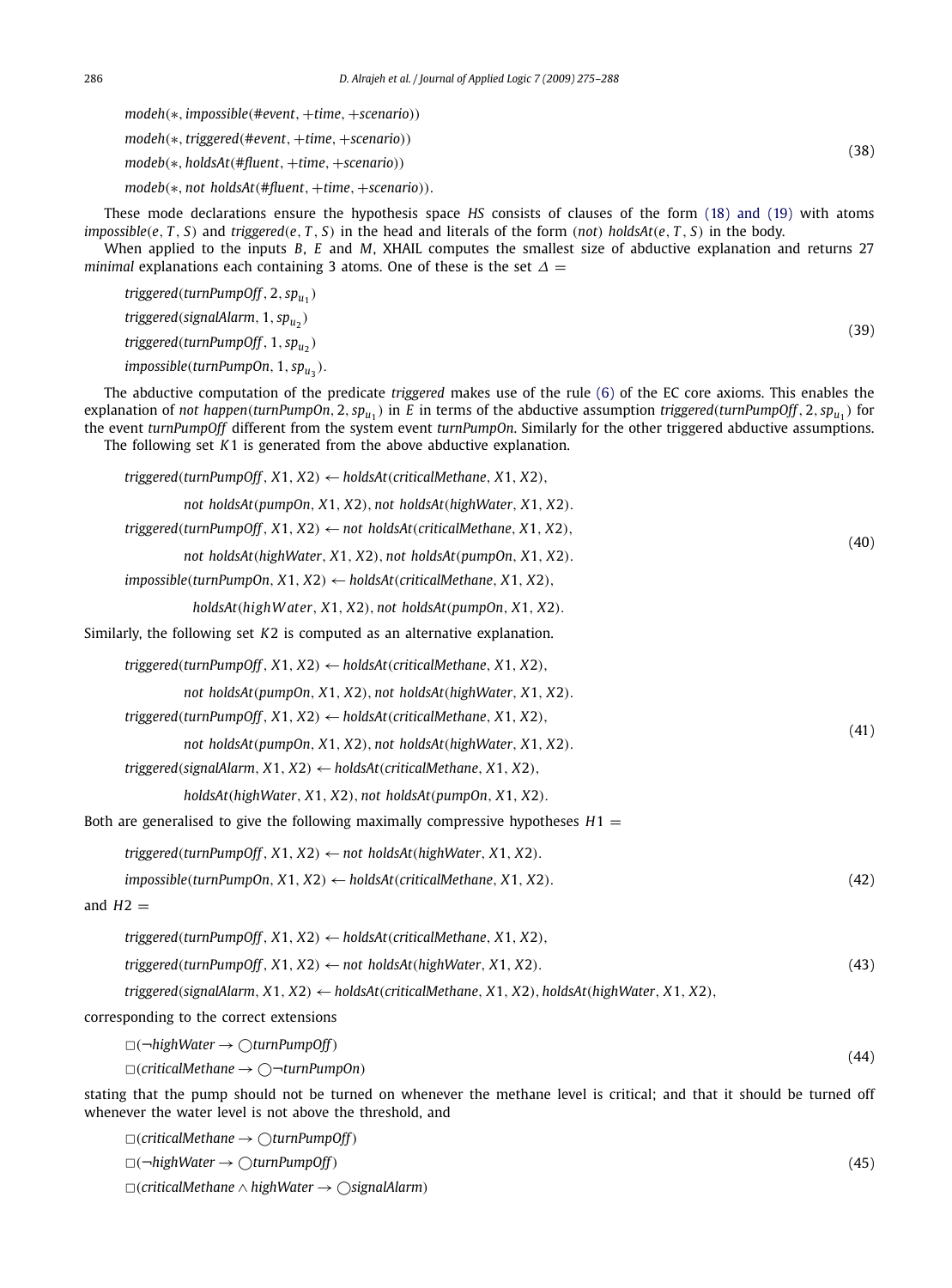$$
\begin{aligned}
&modeh(*, impossible(\#event, +time, +scenario))\\
&modeh(*, triggered(\#event, +time, +scenario))\\
&modeb(*, holdsAt(\#fluent, +time, +scenario))\\
&modeb(*, not\ holdsAt(\#fluent, +time, +scenario)).
\end{aligned}
\tag{38}
$$

These mode declarations ensure the hypothesis space $HS$ consists of clauses of the form (18) and (19) with atoms $impossible(e, T, S)$ and $triggered(e, T, S)$ in the head and literals of the form $(not)$ $holdsAt(e, T, S)$ in the body.

When applied to the inputs $B$, $E$ and $M$, XHAIL computes the smallest size of abductive explanation and returns 27 *minimal* explanations each containing 3 atoms. One of these is the set $\Delta =$

$$
\begin{aligned}
&triggered(turnPumpOff, 2, sp_{u_1})\\
&triggered(signalAlarm, 1, sp_{u_2})\\
&triggered(turnPumpOff, 1, sp_{u_2})\\
&impossible(turnPumpOn, 1, sp_{u_3}).
\end{aligned}
\tag{39}
$$

The abductive computation of the predicate *triggered* makes use of the rule (6) of the EC core axioms. This enables the explanation of $not\ happen(turnPumpOn, 2, sp_{u_1})$ in $E$ in terms of the abductive assumption $triggered(turnPumpOff, 2, sp_{u_1})$ for the event *turnPumpOff* different from the system event *turnPumpOn*. Similarly for the other triggered abductive assumptions.

The following set $K1$ is generated from the above abductive explanation.

$$
\begin{aligned}
&triggered(turnPumpOff, X1, X2) \leftarrow holdsAt(criticalMethane, X1, X2),\\
&\qquad not\ holdsAt(pumpOn, X1, X2), not\ holdsAt(highWater, X1, X2).\\
&triggered(turnPumpOff, X1, X2) \leftarrow not\ holdsAt(criticalMethane, X1, X2),\\
&\qquad not\ holdsAt(highWater, X1, X2), not\ holdsAt(pumpOn, X1, X2).\\
&impossible(turnPumpOn, X1, X2) \leftarrow holdsAt(criticalMethane, X1, X2),\\
&\qquad holdsAt(highWater, X1, X2), not\ holdsAt(pumpOn, X1, X2).
\end{aligned}
\tag{40}
$$

Similarly, the following set $K2$ is computed as an alternative explanation.

$$
\begin{aligned}
&triggered(turnPumpOff, X1, X2) \leftarrow holdsAt(criticalMethane, X1, X2),\\
&\qquad not\ holdsAt(pumpOn, X1, X2), not\ holdsAt(highWater, X1, X2).\\
&triggered(turnPumpOff, X1, X2) \leftarrow holdsAt(criticalMethane, X1, X2),\\
&\qquad not\ holdsAt(pumpOn, X1, X2), not\ holdsAt(highWater, X1, X2).\\
&triggered(signalAlarm, X1, X2) \leftarrow holdsAt(criticalMethane, X1, X2),\\
&\qquad holdsAt(highWater, X1, X2), not\ holdsAt(pumpOn, X1, X2).
\end{aligned}
\tag{41}
$$

Both are generalised to give the following maximally compressive hypotheses $H1 =$

$$
\begin{aligned}
&triggered(turnPumpOff, X1, X2) \leftarrow not\ holdsAt(highWater, X1, X2).\\
&impossible(turnPumpOn, X1, X2) \leftarrow holdsAt(criticalMethane, X1, X2).
\end{aligned}
\tag{42}
$$

and $H2 =$

$$
\begin{aligned}
&triggered(turnPumpOff, X1, X2) \leftarrow holdsAt(criticalMethane, X1, X2),\\
&triggered(turnPumpOff, X1, X2) \leftarrow not\ holdsAt(highWater, X1, X2).\\
&triggered(signalAlarm, X1, X2) \leftarrow holdsAt(criticalMethane, X1, X2), holdsAt(highWater, X1, X2),
\end{aligned}
\tag{43}
$$

corresponding to the correct extensions

$$
\begin{aligned}
&\Box(\neg highWater \rightarrow \bigcirc turnPumpOff)\\
&\Box(criticalMethane \rightarrow \bigcirc \neg turnPumpOn)
\end{aligned}
\tag{44}
$$

stating that the pump should not be turned on whenever the methane level is critical; and that it should be turned off whenever the water level is not above the threshold, and

$$
\begin{aligned}
&\Box(criticalMethane \rightarrow \bigcirc turnPumpOff)\\
&\Box(\neg highWater \rightarrow \bigcirc turnPumpOff)\\
&\Box(criticalMethane \wedge highWater \rightarrow \bigcirc signalAlarm)
\end{aligned}
\tag{45}
$$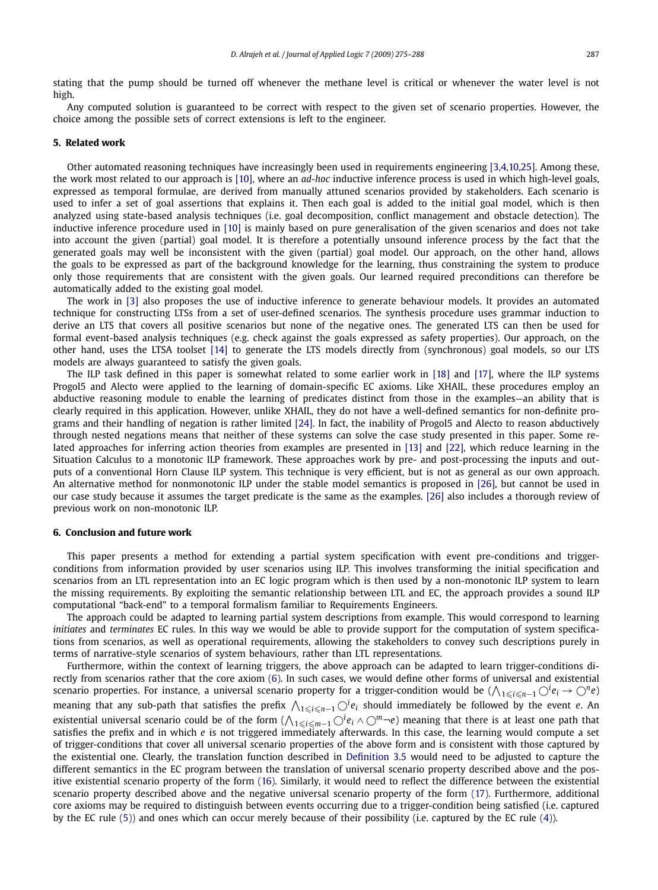stating that the pump should be turned off whenever the methane level is critical or whenever the water level is not high.

Any computed solution is guaranteed to be correct with respect to the given set of scenario properties. However, the choice among the possible sets of correct extensions is left to the engineer.

## 5. Related work

Other automated reasoning techniques have increasingly been used in requirements engineering [3,4,10,25]. Among these, the work most related to our approach is [10], where an *ad-hoc* inductive inference process is used in which high-level goals, expressed as temporal formulae, are derived from manually attuned scenarios provided by stakeholders. Each scenario is used to infer a set of goal assertions that explains it. Then each goal is added to the initial goal model, which is then analyzed using state-based analysis techniques (i.e. goal decomposition, conflict management and obstacle detection). The inductive inference procedure used in [10] is mainly based on pure generalisation of the given scenarios and does not take into account the given (partial) goal model. It is therefore a potentially unsound inference process by the fact that the generated goals may well be inconsistent with the given (partial) goal model. Our approach, on the other hand, allows the goals to be expressed as part of the background knowledge for the learning, thus constraining the system to produce only those requirements that are consistent with the given goals. Our learned required preconditions can therefore be automatically added to the existing goal model.

The work in [3] also proposes the use of inductive inference to generate behaviour models. It provides an automated technique for constructing LTSs from a set of user-defined scenarios. The synthesis procedure uses grammar induction to derive an LTS that covers all positive scenarios but none of the negative ones. The generated LTS can then be used for formal event-based analysis techniques (e.g. check against the goals expressed as safety properties). Our approach, on the other hand, uses the LTSA toolset [14] to generate the LTS models directly from (synchronous) goal models, so our LTS models are always guaranteed to satisfy the given goals.

The ILP task defined in this paper is somewhat related to some earlier work in [18] and [17], where the ILP systems Progol5 and Alecto were applied to the learning of domain-specific EC axioms. Like XHAIL, these procedures employ an abductive reasoning module to enable the learning of predicates distinct from those in the examples—an ability that is clearly required in this application. However, unlike XHAIL, they do not have a well-defined semantics for non-definite programs and their handling of negation is rather limited [24]. In fact, the inability of Progol5 and Alecto to reason abductively through nested negations means that neither of these systems can solve the case study presented in this paper. Some related approaches for inferring action theories from examples are presented in [13] and [22], which reduce learning in the Situation Calculus to a monotonic ILP framework. These approaches work by pre- and post-processing the inputs and outputs of a conventional Horn Clause ILP system. This technique is very efficient, but is not as general as our own approach. An alternative method for nonmonotonic ILP under the stable model semantics is proposed in [26], but cannot be used in our case study because it assumes the target predicate is the same as the examples. [26] also includes a thorough review of previous work on non-monotonic ILP.

## 6. Conclusion and future work

This paper presents a method for extending a partial system specification with event pre-conditions and trigger-conditions from information provided by user scenarios using ILP. This involves transforming the initial specification and scenarios from an LTL representation into an EC logic program which is then used by a non-monotonic ILP system to learn the missing requirements. By exploiting the semantic relationship between LTL and EC, the approach provides a sound ILP computational "back-end" to a temporal formalism familiar to Requirements Engineers.

The approach could be adapted to learning partial system descriptions from example. This would correspond to learning *initiates* and *terminates* EC rules. In this way we would be able to provide support for the computation of system specifications from scenarios, as well as operational requirements, allowing the stakeholders to convey such descriptions purely in terms of narrative-style scenarios of system behaviours, rather than LTL representations.

Furthermore, within the context of learning triggers, the above approach can be adapted to learn trigger-conditions directly from scenarios rather that the core axiom (6). In such cases, we would define other forms of universal and existential scenario properties. For instance, a universal scenario property for a trigger-condition would be $(\bigwedge_{1\leqslant i\leqslant n-1} \bigcirc^i e_i \rightarrow \bigcirc^n e)$ meaning that any sub-path that satisfies the prefix $\bigwedge_{1\leqslant i\leqslant n-1} \bigcirc^i e_i$ should immediately be followed by the event $e$. An existential universal scenario could be of the form $(\bigwedge_{1\leqslant i\leqslant m-1} \bigcirc^i e_i \wedge \bigcirc^m \neg e)$ meaning that there is at least one path that satisfies the prefix and in which $e$ is not triggered immediately afterwards. In this case, the learning would compute a set of trigger-conditions that cover all universal scenario properties of the above form and is consistent with those captured by the existential one. Clearly, the translation function described in Definition 3.5 would need to be adjusted to capture the different semantics in the EC program between the translation of universal scenario property described above and the positive existential scenario property of the form (16). Similarly, it would need to reflect the difference between the existential scenario property described above and the negative universal scenario property of the form (17). Furthermore, additional core axioms may be required to distinguish between events occurring due to a trigger-condition being satisfied (i.e. captured by the EC rule (5)) and ones which can occur merely because of their possibility (i.e. captured by the EC rule (4)).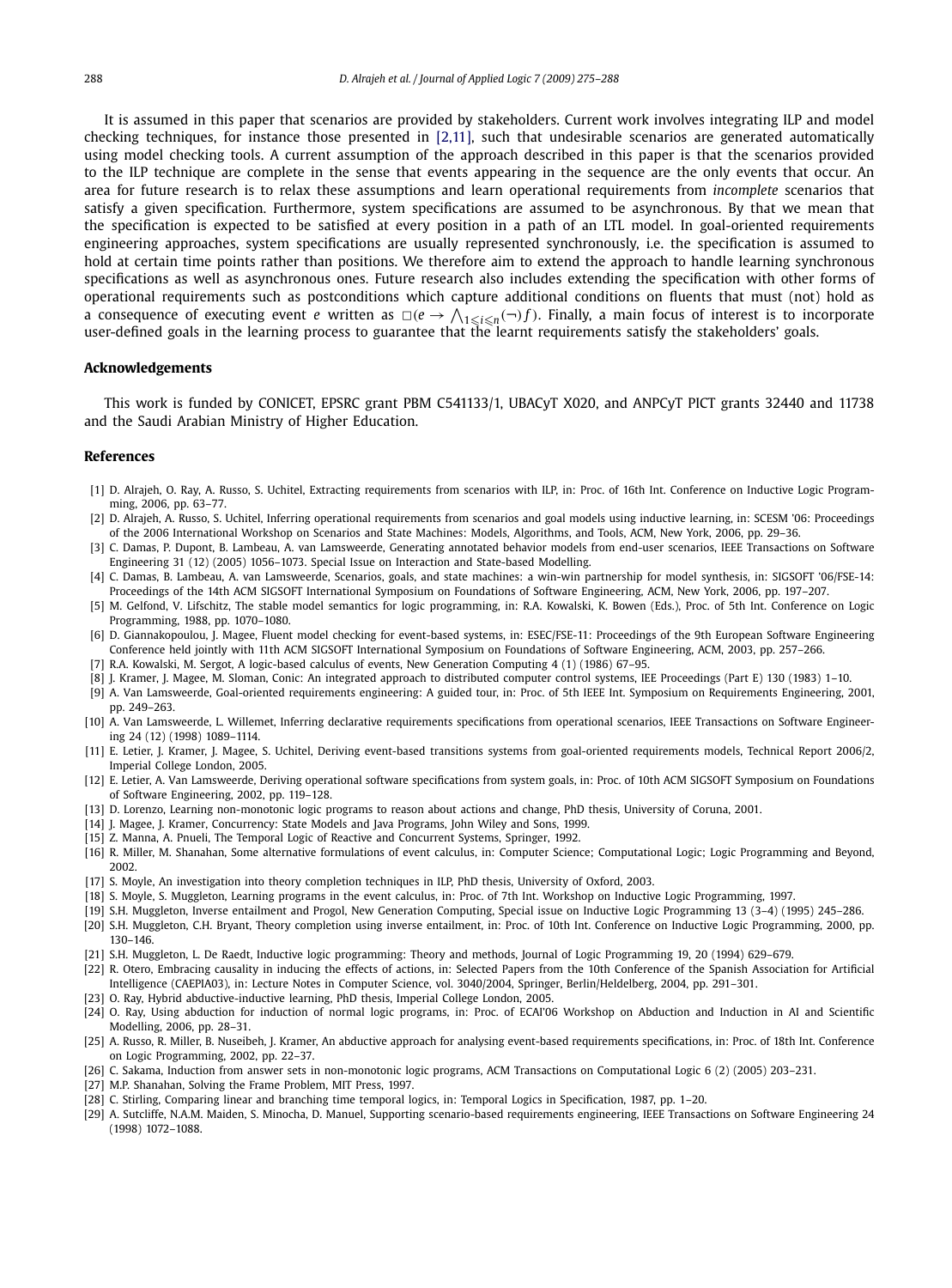It is assumed in this paper that scenarios are provided by stakeholders. Current work involves integrating ILP and model checking techniques, for instance those presented in [2,11], such that undesirable scenarios are generated automatically using model checking tools. A current assumption of the approach described in this paper is that the scenarios provided to the ILP technique are complete in the sense that events appearing in the sequence are the only events that occur. An area for future research is to relax these assumptions and learn operational requirements from *incomplete* scenarios that satisfy a given specification. Furthermore, system specifications are assumed to be asynchronous. By that we mean that the specification is expected to be satisfied at every position in a path of an LTL model. In goal-oriented requirements engineering approaches, system specifications are usually represented synchronously, i.e. the specification is assumed to hold at certain time points rather than positions. We therefore aim to extend the approach to handle learning synchronous specifications as well as asynchronous ones. Future research also includes extending the specification with other forms of operational requirements such as postconditions which capture additional conditions on fluents that must (not) hold as a consequence of executing event $e$ written as $\square(e \rightarrow \bigwedge_{1 \leqslant i \leqslant n}(\neg)f)$. Finally, a main focus of interest is to incorporate user-defined goals in the learning process to guarantee that the learnt requirements satisfy the stakeholders' goals.

## Acknowledgements

This work is funded by CONICET, EPSRC grant PBM C541133/1, UBACyT X020, and ANPCyT PICT grants 32440 and 11738 and the Saudi Arabian Ministry of Higher Education.

## References

[1] D. Alrajeh, O. Ray, A. Russo, S. Uchitel, Extracting requirements from scenarios with ILP, in: Proc. of 16th Int. Conference on Inductive Logic Programming, 2006, pp. 63–77.

[2] D. Alrajeh, A. Russo, S. Uchitel, Inferring operational requirements from scenarios and goal models using inductive learning, in: SCESM '06: Proceedings of the 2006 International Workshop on Scenarios and State Machines: Models, Algorithms, and Tools, ACM, New York, 2006, pp. 29–36.

[3] C. Damas, P. Dupont, B. Lambeau, A. van Lamsweerde, Generating annotated behavior models from end-user scenarios, IEEE Transactions on Software Engineering 31 (12) (2005) 1056–1073. Special Issue on Interaction and State-based Modelling.

[4] C. Damas, B. Lambeau, A. van Lamsweerde, Scenarios, goals, and state machines: a win-win partnership for model synthesis, in: SIGSOFT '06/FSE-14: Proceedings of the 14th ACM SIGSOFT International Symposium on Foundations of Software Engineering, ACM, New York, 2006, pp. 197–207.

[5] M. Gelfond, V. Lifschitz, The stable model semantics for logic programming, in: R.A. Kowalski, K. Bowen (Eds.), Proc. of 5th Int. Conference on Logic Programming, 1988, pp. 1070–1080.

[6] D. Giannakopoulou, J. Magee, Fluent model checking for event-based systems, in: ESEC/FSE-11: Proceedings of the 9th European Software Engineering Conference held jointly with 11th ACM SIGSOFT International Symposium on Foundations of Software Engineering, ACM, 2003, pp. 257–266.

[7] R.A. Kowalski, M. Sergot, A logic-based calculus of events, New Generation Computing 4 (1) (1986) 67–95.

[8] J. Kramer, J. Magee, M. Sloman, Conic: An integrated approach to distributed computer control systems, IEE Proceedings (Part E) 130 (1983) 1–10.

[9] A. Van Lamsweerde, Goal-oriented requirements engineering: A guided tour, in: Proc. of 5th IEEE Int. Symposium on Requirements Engineering, 2001, pp. 249–263.

[10] A. Van Lamsweerde, L. Willemet, Inferring declarative requirements specifications from operational scenarios, IEEE Transactions on Software Engineering 24 (12) (1998) 1089–1114.

[11] E. Letier, J. Kramer, J. Magee, S. Uchitel, Deriving event-based transitions systems from goal-oriented requirements models, Technical Report 2006/2, Imperial College London, 2005.

[12] E. Letier, A. Van Lamsweerde, Deriving operational software specifications from system goals, in: Proc. of 10th ACM SIGSOFT Symposium on Foundations of Software Engineering, 2002, pp. 119–128.

[13] D. Lorenzo, Learning non-monotonic logic programs to reason about actions and change, PhD thesis, University of Coruna, 2001.

[14] J. Magee, J. Kramer, Concurrency: State Models and Java Programs, John Wiley and Sons, 1999.

[15] Z. Manna, A. Pnueli, The Temporal Logic of Reactive and Concurrent Systems, Springer, 1992.

[16] R. Miller, M. Shanahan, Some alternative formulations of event calculus, in: Computer Science; Computational Logic; Logic Programming and Beyond, 2002.

[17] S. Moyle, An investigation into theory completion techniques in ILP, PhD thesis, University of Oxford, 2003.

[18] S. Moyle, S. Muggleton, Learning programs in the event calculus, in: Proc. of 7th Int. Workshop on Inductive Logic Programming, 1997.

[19] S.H. Muggleton, Inverse entailment and Progol, New Generation Computing, Special issue on Inductive Logic Programming 13 (3–4) (1995) 245–286.

[20] S.H. Muggleton, C.H. Bryant, Theory completion using inverse entailment, in: Proc. of 10th Int. Conference on Inductive Logic Programming, 2000, pp. 130–146.

[21] S.H. Muggleton, L. De Raedt, Inductive logic programming: Theory and methods, Journal of Logic Programming 19, 20 (1994) 629–679.

[22] R. Otero, Embracing causality in inducing the effects of actions, in: Selected Papers from the 10th Conference of the Spanish Association for Artificial Intelligence (CAEPIA03), in: Lecture Notes in Computer Science, vol. 3040/2004, Springer, Berlin/Heldelberg, 2004, pp. 291–301.

[23] O. Ray, Hybrid abductive-inductive learning, PhD thesis, Imperial College London, 2005.

[24] O. Ray, Using abduction for induction of normal logic programs, in: Proc. of ECAI'06 Workshop on Abduction and Induction in AI and Scientific Modelling, 2006, pp. 28–31.

[25] A. Russo, R. Miller, B. Nuseibeh, J. Kramer, An abductive approach for analysing event-based requirements specifications, in: Proc. of 18th Int. Conference on Logic Programming, 2002, pp. 22–37.

[26] C. Sakama, Induction from answer sets in non-monotonic logic programs, ACM Transactions on Computational Logic 6 (2) (2005) 203–231.

[27] M.P. Shanahan, Solving the Frame Problem, MIT Press, 1997.

[28] C. Stirling, Comparing linear and branching time temporal logics, in: Temporal Logics in Specification, 1987, pp. 1–20.

[29] A. Sutcliffe, N.A.M. Maiden, S. Minocha, D. Manuel, Supporting scenario-based requirements engineering, IEEE Transactions on Software Engineering 24 (1998) 1072–1088.